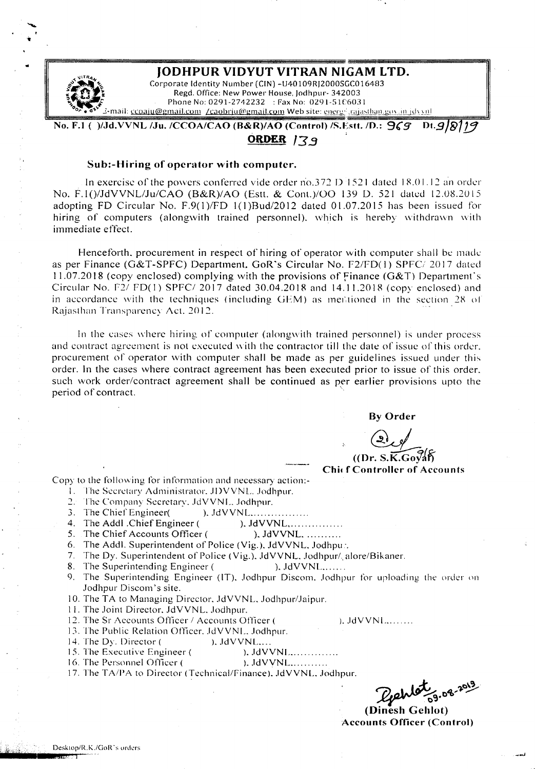# JODHPUR VIDYUT VITRAN NIGAM LTD.

Corporate Identity Number (CIN) -U40109RJ2000SGC016483
Regd. Office: New Power House, Jodhpur- 342003
Phone No: 0291-2742232 : Fax No: 0291-5106031
E-mail: ccoaju@gmail.com /caobrju@gmail.com Web site: energy.rajasthan.gov.in/jdvvnl

**No. F.1 ( )/Jd.VVNL /Ju. /CCOA/CAO (B&R)/AO (Control) /S.Estt. /D.: 969 Dt.9/8/19**

## ORDER 139

### Sub:-Hiring of operator with computer.

In exercise of the powers conferred vide order no.372 D 1521 dated 18.01.12 an order No. F.1()/JdVVNL/Ju/CAO (B&R)/AO (Estt. & Cont.)/OO 139 D. 521 dated 12.08.2015 adopting FD Circular No. F.9(1)/FD 1(1)Bud/2012 dated 01.07.2015 has been issued for hiring of computers (alongwith trained personnel), which is hereby withdrawn with immediate effect.

Henceforth, procurement in respect of hiring of operator with computer shall be made as per Finance (G&T-SPFC) Department, GoR's Circular No. F2/FD(1) SPFC/ 2017 dated 11.07.2018 (copy enclosed) complying with the provisions of Finance (G&T) Department's Circular No. F2/ FD(1) SPFC/ 2017 dated 30.04.2018 and 14.11.2018 (copy enclosed) and in accordance with the techniques (including GEM) as mentioned in the section 28 of Rajasthan Transparency Act, 2012.

In the cases where hiring of computer (alongwith trained personnel) is under process and contract agreement is not executed with the contractor till the date of issue of this order, procurement of operator with computer shall be made as per guidelines issued under this order. In the cases where contract agreement has been executed prior to issue of this order, such work order/contract agreement shall be continued as per earlier provisions upto the period of contract.

**By Order**

**((Dr. S.K.Goyal)**
**Chief Controller of Accounts**

Copy to the following for information and necessary action:-

1. The Secretary Administrator, JDVVNL, Jodhpur.
2. The Company Secretary, JdVVNL, Jodhpur.
3. The Chief Engineer( ), JdVVNL................
4. The Addl .Chief Engineer ( ), JdVVNL,................
5. The Chief Accounts Officer ( ), JdVVNL, ..........
6. The Addl. Superintendent of Police (Vig.), JdVVNL, Jodhpur.
7. The Dy. Superintendent of Police (Vig.), JdVVNL, Jodhpur/Jalore/Bikaner.
8. The Superintending Engineer ( ), JdVVNL.......
9. The Superintending Engineer (IT), Jodhpur Discom, Jodhpur for uploading the order on Jodhpur Discom's site.
10. The TA to Managing Director, JdVVNL, Jodhpur/Jaipur.
11. The Joint Director, JdVVNL, Jodhpur.
12. The Sr Accounts Officer / Accounts Officer ( ), JdVVNL........
13. The Public Relation Officer, JdVVNL, Jodhpur.
14. The Dy. Director ( ), JdVVNL....
15. The Executive Engineer ( ), JdVVNL..............
16. The Personnel Officer ( ), JdVVNL...........
17. The TA/PA to Director (Technical/Finance), JdVVNL, Jodhpur.

09.08.2019
**(Dinesh Gehlot)**
**Accounts Officer (Control)**

Desktop/R.K./GoR's orders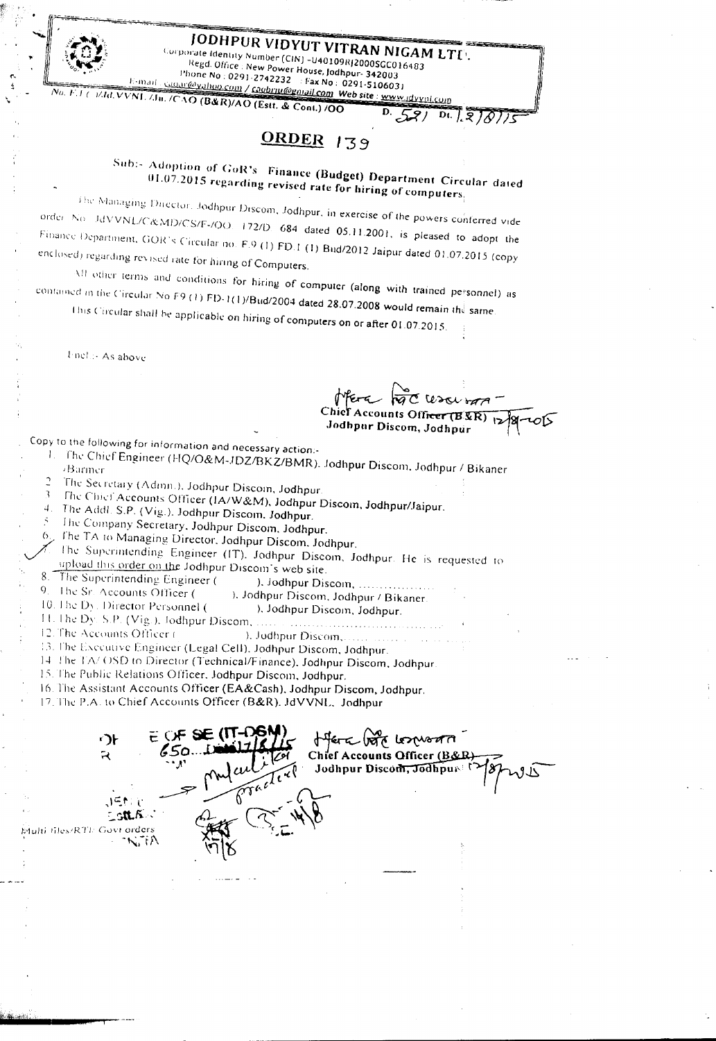# JODHPUR VIDYUT VITRAN NIGAM LTD.

Corporate Identity Number (CIN) -U40109RJ2000SGC016483
Regd. Office : New Power House, Jodhpur- 342003
Phone No : 0291-2742232 : Fax No : 0291-5106031
E-mail : caoar@yahoo.com / caobrju@gmail.com Web site : www.jdvvnl.com

No. F.1 ( )/Jd.VVNL/Ju./CAO (B&R)/AO (Estt. & Cont.) /OO D. 591 Dt. 12/8/15

## ORDER 139

**Sub:- Adoption of GoR's Finance (Budget) Department Circular dated 01.07.2015 regarding revised rate for hiring of computers.**

The Managing Director, Jodhpur Discom, Jodhpur, in exercise of the powers conferred vide order No. JdVVNL/C&MD/CS/F-/OO 172/D 684 dated 05.11.2001, is pleased to adopt the Finance Department, GOR's Circular no. F.9 (1) FD.I (1) Bud/2012 Jaipur dated 01.07.2015 (copy enclosed) regarding revised rate for hiring of Computers.

All other terms and conditions for hiring of computer (along with trained personnel) as contained in the Circular No F9 (1) FD-1(1)/Bud/2004 dated 28.07.2008 would remain the same.

This Circular shall be applicable on hiring of computers on or after 01.07.2015.

Encl :- As above

Chief Accounts Officer (B&R) 12/8/2015
Jodhpur Discom, Jodhpur

Copy to the following for information and necessary action:-

1. The Chief Engineer (HQ/O&M-JDZ/BKZ/BMR), Jodhpur Discom, Jodhpur / Bikaner /Barmer
2. The Secretary (Admn.), Jodhpur Discom, Jodhpur.
3. The Chief Accounts Officer (IA/W&M), Jodhpur Discom, Jodhpur/Jaipur.
4. The Addl. S.P. (Vig.), Jodhpur Discom, Jodhpur.
5. The Company Secretary, Jodhpur Discom, Jodhpur.
6. The TA to Managing Director, Jodhpur Discom, Jodhpur.
7. The Superintending Engineer (IT), Jodhpur Discom, Jodhpur. He is requested to upload this order on the Jodhpur Discom's web site.
8. The Superintending Engineer ( ), Jodhpur Discom, ..................
9. The Sr. Accounts Officer ( ), Jodhpur Discom, Jodhpur / Bikaner.
10. The Dy. Director Personnel ( ), Jodhpur Discom, Jodhpur.
11. The Dy. S.P. (Vig.), Jodhpur Discom, ..................
12. The Accounts Officer ( ), Jodhpur Discom, ..................
13. The Executive Engineer (Legal Cell), Jodhpur Discom, Jodhpur.
14. The TA/ OSD to Director (Technical/Finance), Jodhpur Discom, Jodhpur.
15. The Public Relations Officer, Jodhpur Discom, Jodhpur.
16. The Assistant Accounts Officer (EA&Cash), Jodhpur Discom, Jodhpur.
17. The P.A. to Chief Accounts Officer (B&R). JdVVNL, Jodhpur

Chief Accounts Officer (B&R) 12/8/2015
Jodhpur Discom, Jodhpur

O/o SE (IT-DSM) 650 Dated 17/8/15

Multi files/RTI: Govt orders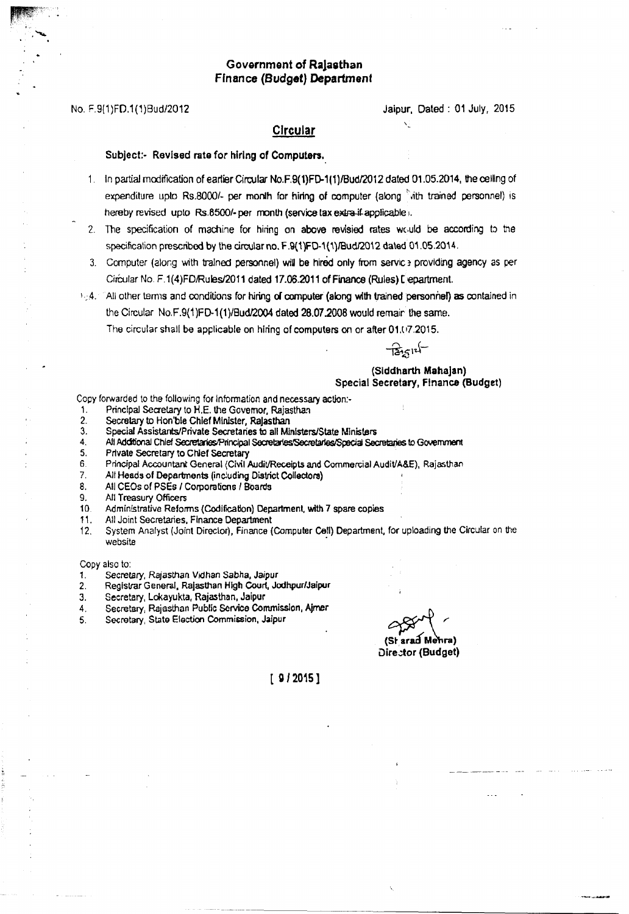# Government of Rajasthan
## Finance (Budget) Department

No. F.9(1)FD.1(1)Bud/2012 Jaipur, Dated : 01 July, 2015

### Circular

**Subject:- Revised rate for hiring of Computers.**

1. In partial modification of earlier Circular No.F.9(1)FD-1(1)/Bud/2012 dated 01.05.2014, the ceiling of expenditure upto Rs.8000/- per month for hiring of computer (along with trained personnel) is hereby revised upto Rs.8500/- per month (service tax extra if applicable).
2. The specification of machine for hiring on above revisied rates would be according to the specification prescribed by the circular no. F.9(1)FD-1(1)/Bud/2012 dated 01.05.2014.
3. Computer (along with trained personnel) will be hired only from service providing agency as per Circular No. F.1(4)FD/Rules/2011 dated 17.06.2011 of Finance (Rules) Department.
4. All other terms and conditions for hiring of computer (along with trained personnel) as contained in the Circular No.F.9(1)FD-1(1)/Bud/2004 dated 28.07.2008 would remain the same.

The circular shall be applicable on hiring of computers on or after 01.07.2015.

सिद्धार्थ

**(Siddharth Mahajan)**
**Special Secretary, Finance (Budget)**

Copy forwarded to the following for information and necessary action:-

1. Principal Secretary to H.E. the Governor, Rajasthan
2. Secretary to Hon'ble Chief Minister, Rajasthan
3. Special Assistants/Private Secretaries to all Ministers/State Ministers
4. All Additional Chief Secretaries/Principal Secretaries/Secretaries/Special Secretaries to Government
5. Private Secretary to Chief Secretary
6. Principal Accountant General (Civil Audit/Receipts and Commercial Audit/A&E), Rajasthan
7. All Heads of Departments (including District Collectors)
8. All CEOs of PSEs / Corporations / Boards
9. All Treasury Officers
10. Administrative Reforms (Codification) Department, with 7 spare copies
11. All Joint Secretaries, Finance Department
12. System Analyst (Joint Director), Finance (Computer Cell) Department, for uploading the Circular on the website

Copy also to:

1. Secretary, Rajasthan Vidhan Sabha, Jaipur
2. Registrar General, Rajasthan High Court, Jodhpur/Jaipur
3. Secretary, Lokayukta, Rajasthan, Jaipur
4. Secretary, Rajasthan Public Service Commission, Ajmer
5. Secretary, State Election Commission, Jaipur

**(Sharad Mehra)**
**Director (Budget)**

**[ 9 / 2015 ]**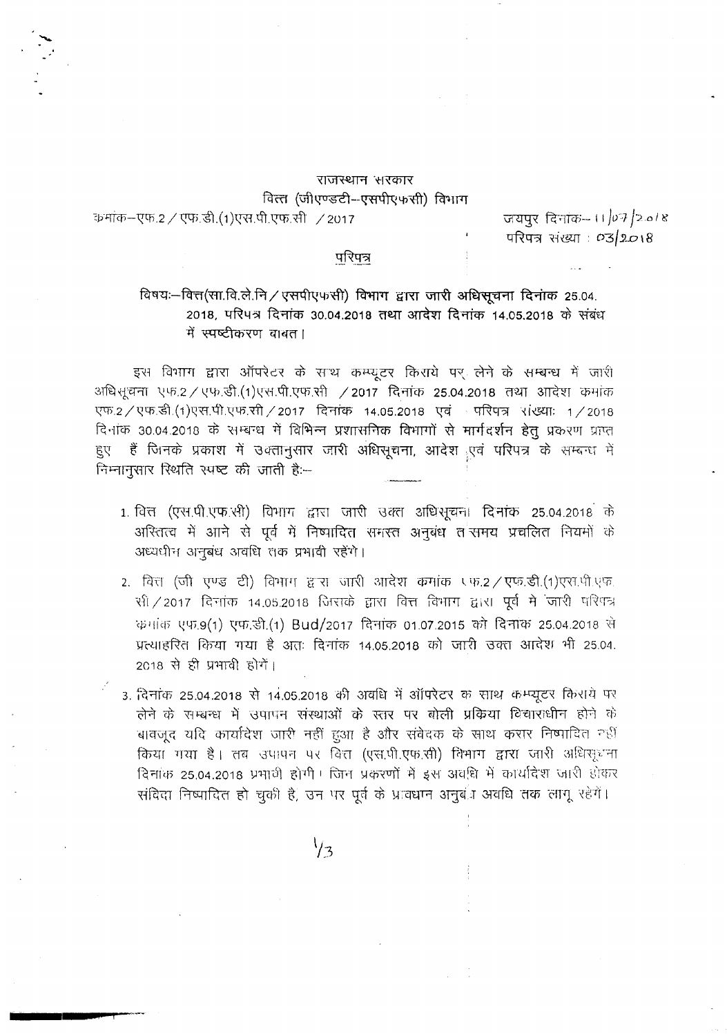राजस्थान सरकार

वित्त (जीएण्डटी–एसपीएफसी) विभाग

क्रमांक–एफ.2 / एफ.डी.(1)एस.पी.एफ.सी / 2017

जयपुर दिनांक– 11/07/2018

परिपत्र संख्या : 03/2018

## परिपत्र

**विषयः–वित्त(सा.वि.ले.नि / एसपीएफसी) विभाग द्वारा जारी अधिसूचना दिनांक 25.04.2018, परिपत्र दिनांक 30.04.2018 तथा आदेश दिनांक 14.05.2018 के संबंध में स्पष्टीकरण बाबत।**

इस विभाग द्वारा ऑपरेटर के साथ कम्प्यूटर किराये पर लेने के सम्बन्ध में जारी अधिसूचना एफ.2 / एफ.डी.(1)एस.पी.एफ.सी / 2017 दिनांक 25.04.2018 तथा आदेश क्रमांक एफ.2 / एफ.डी.(1)एस.पी.एफ.सी / 2017 दिनांक 14.05.2018 एवं परिपत्र संख्याः 1 / 2018 दिनांक 30.04.2018 के सम्बन्ध में विभिन्न प्रशासनिक विभागों से मार्गदर्शन हेतु प्रकरण प्राप्त हुए हैं जिनके प्रकाश में उक्तानुसार जारी अधिसूचना, आदेश एवं परिपत्र के सम्बन्ध में निम्नानुसार स्थिति स्पष्ट की जाती हैः–

1. वित्त (एस.पी.एफ.सी) विभाग द्वारा जारी उक्त अधिसूचना दिनांक 25.04.2018 के अस्तित्व में आने से पूर्व में निष्पादित समस्त अनुबंध तत्समय प्रचलित नियमों के अध्यधीन अनुबंध अवधि तक प्रभावी रहेंगे।

2. वित्त (जी एण्ड टी) विभाग द्वारा जारी आदेश क्रमांक एफ.2 / एफ.डी.(1)एस.पी.एफ.सी / 2017 दिनांक 14.05.2018 जिसके द्वारा वित्त विभाग द्वारा पूर्व मे जारी परिपत्र क्रमांक एफ.9(1) एफ.डी.(1) Bud/2017 दिनांक 01.07.2015 को दिनांक 25.04.2018 से प्रत्याहरित किया गया है अतः दिनांक 14.05.2018 को जारी उक्त आदेश भी 25.04.2018 से ही प्रभावी होंगे।

3. दिनांक 25.04.2018 से 14.05.2018 की अवधि में ऑपरेटर के साथ कम्प्यूटर किराये पर लेने के सम्बन्ध में उपापन संस्थाओं के स्तर पर बोली प्रकिया विचाराधीन होने के बावजूद यदि कार्यादेश जारी नहीं हुआ है और संवेदक के साथ करार निष्पादित नहीं किया गया है। तब उपापन पर वित्त (एस.पी.एफ.सी) विभाग द्वारा जारी अधिसूचना दिनांक 25.04.2018 प्रभावी होगी। जिन प्रकरणों में इस अवधि में कार्यादेश जारी होकर संविदा निष्पादित हो चुकी है, उन पर पूर्व के प्रावधान अनुबंध अवधि तक लागू रहेंगें।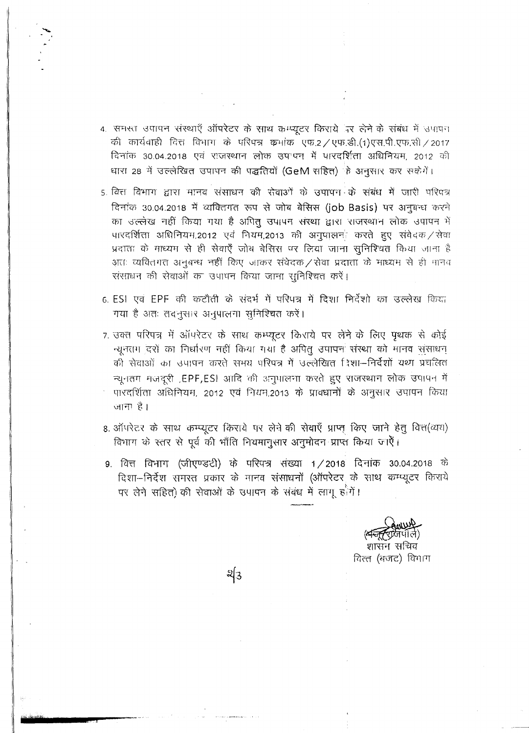4. समस्त उपापन संस्थाएँ ऑपरेटर के साथ कम्प्यूटर किराये पर लेने के संबंध में उपापन की कार्यवाही वित्त विभाग के परिपत्र क्रमांक एफ.2/एफ.डी.(1)एस.पी.एफ.सी/2017 दिनांक 30.04.2018 एवं राजस्थान लोक उपापन में पारदर्शिता अधिनियम, 2012 की धारा 28 में उल्लेखित उपापन की पद्धतियों (GeM सहित) के अनुसार कर सकेगें।

5. वित्त विभाग द्वारा मानव संसाधन की सेवाओं के उपापन के संबंध में जारी परिपत्र दिनांक 30.04.2018 में व्यक्तिगत रूप से जोब बेसिस (job Basis) पर अनुबन्ध करने का उल्लेख नहीं किया गया है अपितु उपापन संस्था द्वारा राजस्थान लोक उपापन में पारदर्शिता अधिनियम,2012 एवं नियम,2013 की अनुपालना करते हुए संवेदक/सेवा प्रदाता के माध्यम से ही सेवाएँ जोब बेसिस पर लिया जाना सुनिश्चित किया जाना है अतः व्यक्तिगत अनुबन्ध नहीं किए जाकर संवेदक/सेवा प्रदाता के माध्यम से ही मानव संसाधन की सेवाओं का उपापन किया जाना सुनिश्चित करें।

6. ESI एवं EPF की कटौती के संदर्भ में परिपत्र में दिशा निर्देशों का उल्लेख किया गया है अतः तदनुसार अनुपालना सुनिश्चित करें।

7. उक्त परिपत्र में ऑपरेटर के साथ कम्प्यूटर किराये पर लेने के लिए पृथक से कोई न्यूनतम दरों का निर्धारण नहीं किया गया है अपितु उपापन संस्था को मानव संसाधन की सेवाओं का उपापन करते समय परिपत्र में उल्लेखित दिशा-निर्देशों यथा प्रचलित न्यूनतम मजदूरी ,EPF,ESI आदि की अनुपालना करते हुए राजस्थान लोक उपापन में पारदर्शिता अधिनियम, 2012 एवं नियम,2013 के प्रावधानों के अनुसार उपापन किया जाना है।

8. ऑपरेटर के साथ कम्प्यूटर किराये पर लेने की सेवाएँ प्राप्त किए जाने हेतु वित्त(व्यय) विभाग के स्तर से पूर्व की भाँति नियमानुसार अनुमोदन प्राप्त किया जाएँ।

9. वित्त विभाग (जीएण्डटी) के परिपत्र संख्या 1/2018 दिनांक 30.04.2018 के दिशा-निर्देश समस्त प्रकार के मानव संसाधनों (ऑपरेटर के साथ कम्प्यूटर किराये पर लेने सहित) की सेवाओं के उपापन के संबंध में लागू होंगें।

(मन्जू राजपाल)
शासन सचिव
वित्त (बजट) विभाग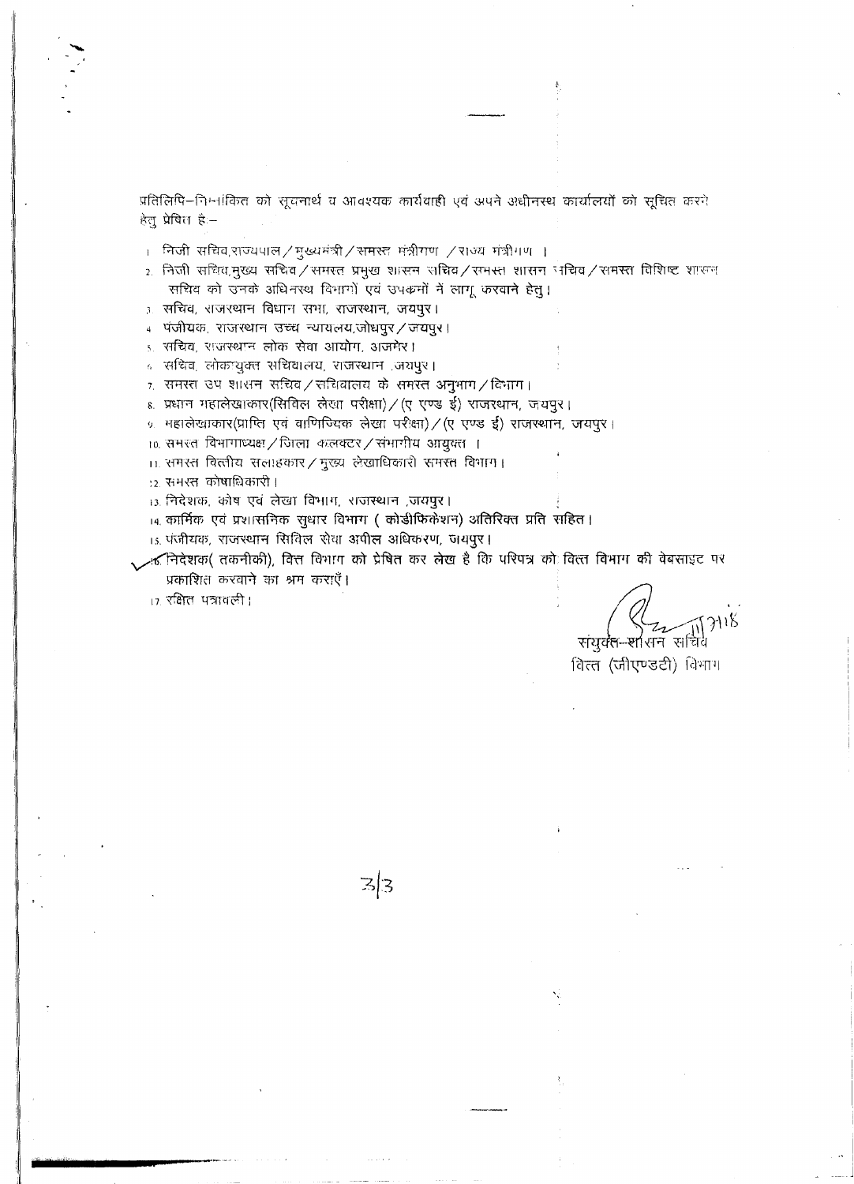प्रतिलिपि–निम्नांकित को सूचनार्थ व आवश्यक कार्यवाही एवं अपने अधीनस्थ कार्यालयों को सूचित करने हेतु प्रेषित है:–

1. निजी सचिव,राज्यपाल / मुख्यमंत्री / समस्त मंत्रीगण / राज्य मंत्रीगण ।
2. निजी सचिव,मुख्य सचिव / समस्त प्रमुख शासन सचिव / समस्त शासन सचिव / समस्त विशिष्ट शासन सचिव को उनके अधिनस्थ विभागों एवं उपक्रमों में लागू करवाने हेतु।
3. सचिव, राजस्थान विधान सभा, राजस्थान, जयपुर।
4. पंजीयक, राजस्थान उच्च न्यायलय,जोधपुर / जयपुर।
5. सचिव, राजस्थान लोक सेवा आयोग, अजमेर।
6. सचिव, लोकायुक्त सचिवालय, राजस्थान ,जयपुर।
7. समस्त उप शासन सचिव / सचिवालय के समस्त अनुभाग / विभाग।
8. प्रधान महालेखाकार(सिविल लेखा परीक्षा) / (ए एण्ड ई) राजस्थान, जयपुर।
9. महालेखाकार(प्राप्ति एवं वाणिज्यिक लेखा परीक्षा) / (ए एण्ड ई) राजस्थान, जयपुर।
10. समस्त विभागाध्यक्ष / जिला कलक्टर / संभागीय आयुक्त ।
11. समस्त वित्तीय सलाहकार / मुख्य लेखाधिकारी समस्त विभाग।
12. समस्त कोषाधिकारी।
13. निदेशक, कोष एवं लेखा विभाग, राजस्थान ,जयपुर।
14. **कार्मिक एवं प्रशासनिक सुधार विभाग ( कोडीफिकेशन) अतिरिक्त प्रति सहित।**
15. पंजीयक, राजस्थान सिविल सेवा अपील अधिकरण, जयपुर।
16. निदेशक( तकनीकी), वित्त विभाग को प्रेषित कर लेख है कि परिपत्र को वित्त विभाग की वेबसाइट पर प्रकाशित करवाने का श्रम कराएँ।
17. रक्षित पत्रावली।

संयुक्त–शासन सचिव
वित्त (जीएण्डटी) विभाग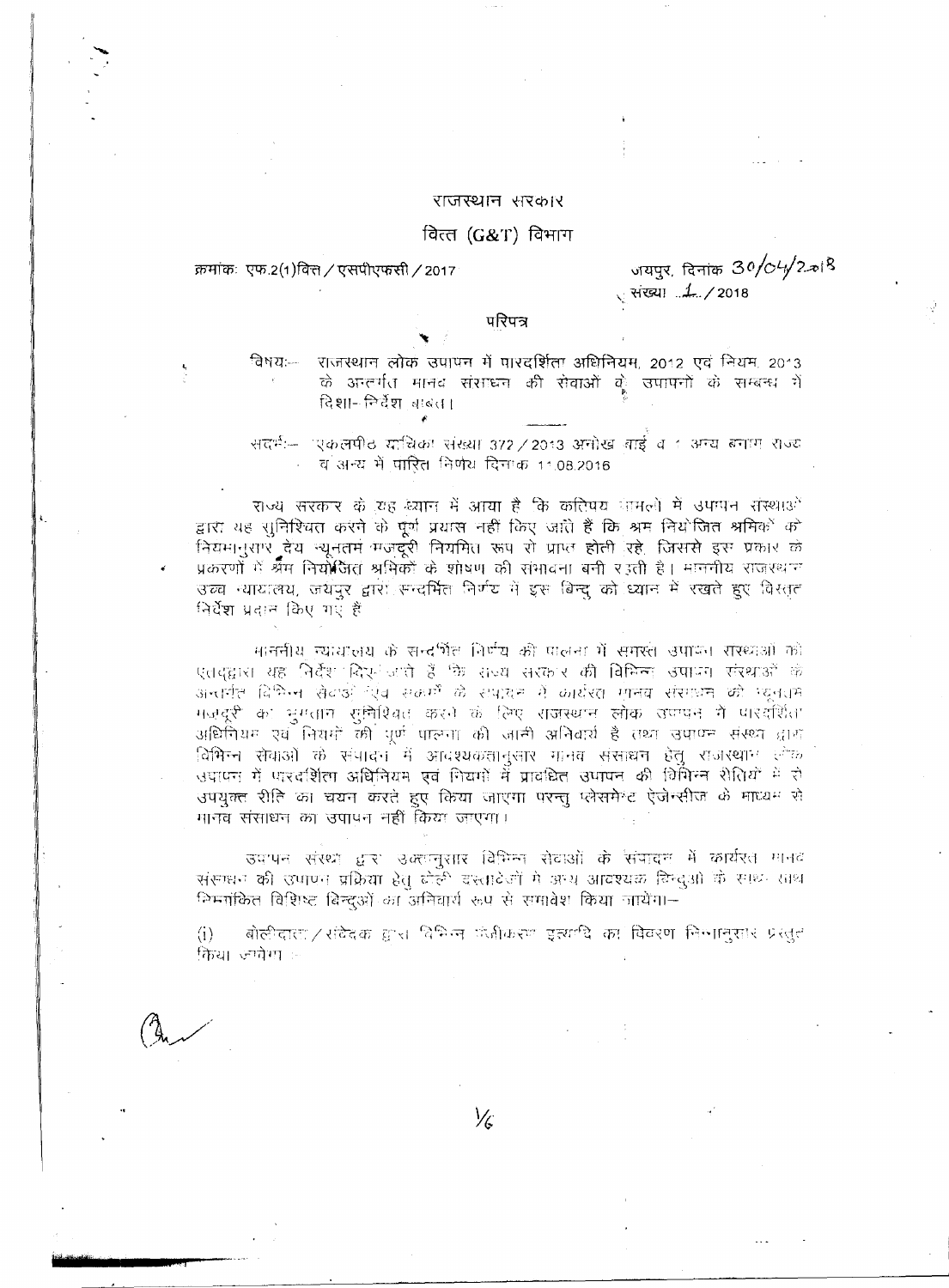राजस्थान सरकार

वित्त (G&T) विभाग

क्रमांक: एफ.2(1)वित्त / एसपीएफसी / 2017

जयपुर, दिनांक 30/04/2018
संख्या 1/2018

## परिपत्र

विषयः— राजस्थान लोक उपापन में पारदर्शिता अधिनियम, 2012 एवं नियम, 2013 के अन्तर्गत मानव संसाधन की सेवाओं के उपापनों के सम्बन्ध में दिशा-निर्देश बाबत।

सन्दर्भः— एकलपीठ याचिका संख्या 372 / 2013 अनोख बाई व 1 अन्य बनाम राज्य व अन्य में पारित निर्णय दिनांक 11.08.2016

राज्य सरकार के यह ध्यान में आया है कि कतिपय मामलों में उपापन संस्थाओं द्वारा यह सुनिश्चित करने के पूर्ण प्रयास नहीं किए जाते हैं कि श्रम नियोजित श्रमिकों को नियमानुसार देय न्यूनतम मजदूरी नियमित रूप से प्राप्त होती रहे, जिससे इस प्रकार के प्रकरणों में श्रम नियोजित श्रमिकों के शोषण की संभावना बनी रहती है। माननीय राजस्थान उच्च न्यायालय, जयपुर द्वारा सन्दर्भित निर्णय में इस बिन्दु को ध्यान में रखते हुए विस्तृत निर्देश प्रदान किए गए हैं

माननीय न्यायालय के सन्दर्भित निर्णय की पालना में समस्त उपापन संस्थाओं को एतद्द्वारा यह निर्देश दिये जाते हैं कि राज्य सरकार की विभिन्न उपापन संस्थाओं के अन्तर्गत विभिन्न सेवाओं एवं सकार्यों के संपादन में कार्यरत मानव संसाधन को न्यूनतम मजदूरी का भुगतान सुनिश्चित करने के लिए राजस्थान लोक उपापन में पारदर्शिता अधिनियम एवं नियमों की पूर्ण पालना की जानी अनिवार्य है तथा उपापन संस्था द्वारा विभिन्न सेवाओं के संपादन में आवश्यकतानुसार मानव संसाधन हेतु राजस्थान लोक उपापन में पारदर्शिता अधिनियम एवं नियमों में प्रावधित उपापन की विभिन्न रीतियों में से उपयुक्त रीति का चयन करते हुए किया जाएगा परन्तु प्लेसमेन्ट ऐजेन्सीज के माध्यम से मानव संसाधन का उपापन नहीं किया जाएगा।

उपापन संस्था द्वारा उक्तानुसार विभिन्न सेवाओं के संपादन में कार्यरत मानव संसाधन की उपापन प्रक्रिया हेतु बोली दस्तावेजों में अन्य आवश्यक बिन्दुओं के साथ साथ निम्नांकित विशिष्ट बिन्दुओं का अनिवार्य रूप से समावेश किया जायेगा:—

(i) बोलीदाता / संवेदक द्वारा विभिन्न पंजीकरण इत्यादि का विवरण निम्नानुसार प्रस्तुत किया जायेगा :-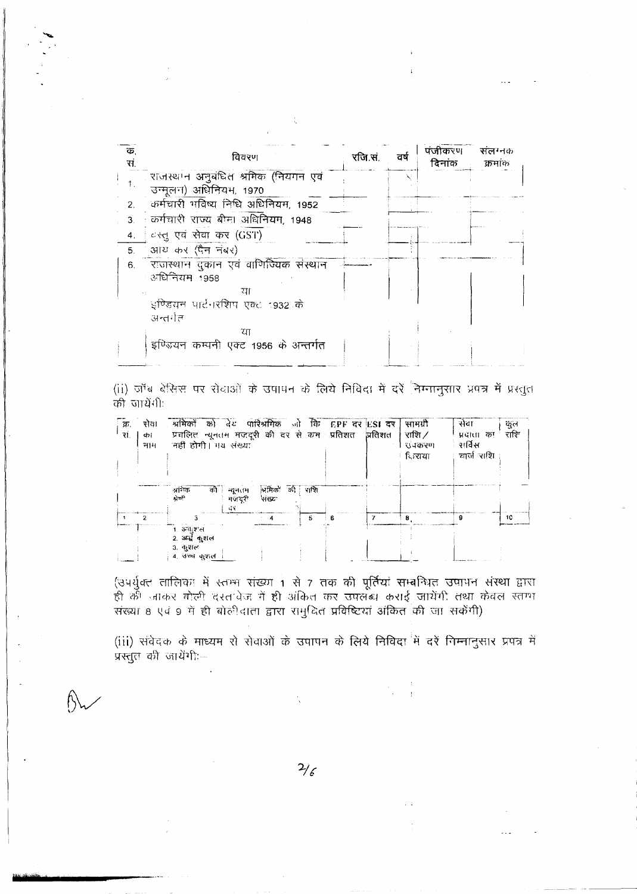| क्र. सं. | विवरण | रजि.सं. | वर्ष | पंजीकरण दिनांक | संलग्नक क्रमांक |
|---|---|---|---|---|---|
| 1. | राजस्थान अनुबंधित श्रमिक (नियमन एवं उन्मूलन) अधिनियम, 1970 | | | | |
| 2. | कर्मचारी भविष्य निधि अधिनियम, 1952 | | | | |
| 3. | कर्मचारी राज्य बीमा अधिनियम, 1948 | | | | |
| 4. | वस्तु एवं सेवा कर (GST) | | | | |
| 5. | आय कर (पैन नंबर) | | | | |
| 6. | राजस्थान दुकान एवं वाणिज्यिक संस्थान अधिनियम 1958<br>या<br>इण्डियन पार्टनरशिप एक्ट 1932 के अन्तर्गत<br>या<br>इण्डियन कम्पनी एक्ट 1956 के अन्तर्गत | | | | |

(ii) जॉब बेसिस पर सेवाओं के उपापन के लिये निविदा में दरें निम्नानुसार प्रपत्र में प्रस्तुत की जायेंगी:

| क्र. सं. | सेवा का नाम | श्रमिकों को देय पारिश्रमिक जो कि प्रचलित न्यूनतम मजदूरी की दर से कम नहीं होगी। मय संख्या | | | | EPF दर प्रतिशत | ESI दर प्रतिशत | सामग्री राशि / उपकरण किराया | सेवा प्रदाता का सर्विस चार्ज राशि | कुल राशि |
|---|---|---|---|---|---|---|---|---|---|---|
| | | श्रमिक की श्रेणी | न्यूनतम मजदूरी दर | श्रमिकों की संख्या | राशि | | | | | |
| 1 | 2 | 3 | | 4 | 5 | 6 | 7 | 8 | 9 | 10 |
| | | 1. अकुशल<br>2. अर्द्ध कुशल<br>3. कुशल<br>4. उच्च कुशल | | | | | | | | |

(उपर्युक्त तालिका में स्तम्भ संख्या 1 से 7 तक की पूर्तियां सम्बन्धित उपापन संस्था द्वारा ही की जाकर बोली दस्तावेज में ही अंकित कर उपलब्ध कराई जायेंगी तथा केवल स्तम्भ संख्या 8 एवं 9 में ही बोलीदाता द्वारा समुचित प्रविष्टियां अंकित की जा सकेंगी)

(iii) संवेदक के माध्यम से सेवाओं के उपापन के लिये निविदा में दरें निम्नानुसार प्रपत्र में प्रस्तुत की जायेंगी:-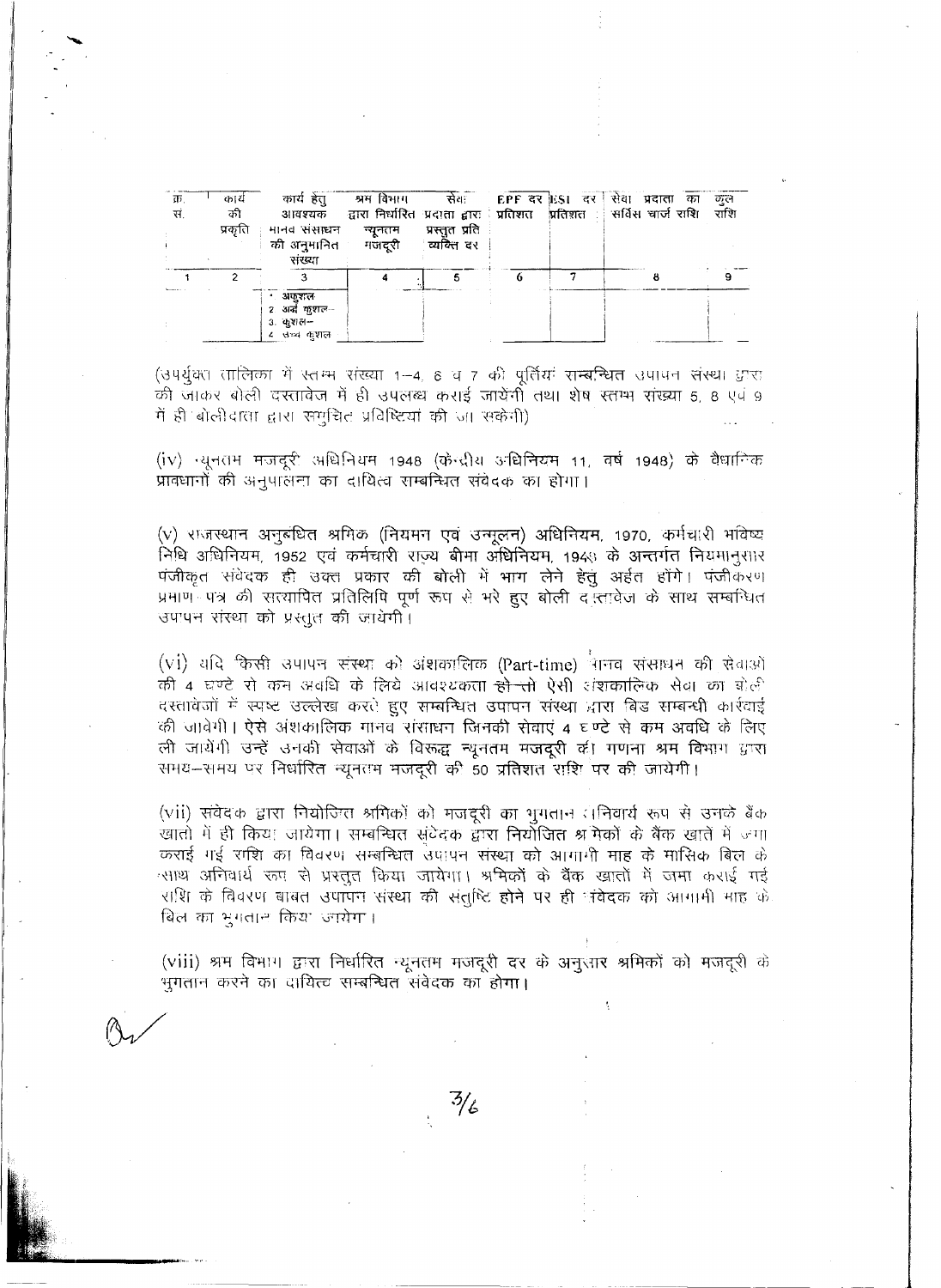| क्र. सं. | कार्य की प्रकृति | कार्य हेतु आवश्यक मानव संसाधन की अनुमानित संख्या | श्रम विभाग द्वारा निर्धारित न्यूनतम मजदूरी | सेवा प्रदाता द्वारा प्रस्तुत प्रति व्यक्ति दर | EPF दर प्रतिशत | ESI दर प्रतिशत | सेवा प्रदाता का सर्विस चार्ज राशि | कुल राशि |
|---|---|---|---|---|---|---|---|---|
| 1 | 2 | 3 | 4 | 5 | 6 | 7 | 8 | 9 |
| | | 1. अकुशल<br>2. अर्द्ध कुशल—<br>3. कुशल—<br>4. उच्च कुशल | | | | | | |

(उपर्युक्त तालिका में स्तम्भ संख्या 1–4, 6 व 7 की पूर्तियां सम्बन्धित उपापन संस्था द्वारा की जाकर बोली दस्तावेज में ही उपलब्ध कराई जायेंगी तथा शेष स्तम्भ संख्या 5, 8 एवं 9 में ही बोलीदाता द्वारा समुचित प्रविष्टियां की जा सकेंगी)

(iv) न्यूनतम मजदूरी अधिनियम 1948 (केन्द्रीय अधिनियम 11, वर्ष 1948) के वैधानिक प्रावधानों की अनुपालना का दायित्व सम्बन्धित संवेदक का होगा।

(v) राजस्थान अनुबंधित श्रमिक (नियमन एवं उन्मूलन) अधिनियम, 1970, कर्मचारी भविष्य निधि अधिनियम, 1952 एवं कर्मचारी राज्य बीमा अधिनियम, 1948 के अन्तर्गत नियमानुसार पंजीकृत संवेदक ही उक्त प्रकार की बोली में भाग लेने हेतु अर्हत होंगे। पंजीकरण प्रमाण पत्र की सत्यापित प्रतिलिपि पूर्ण रूप से भरे हुए बोली दस्तावेज के साथ सम्बन्धित उपापन संस्था को प्रस्तुत की जायेगी।

(vi) यदि किसी उपापन संस्था को अंशकालिक (Part-time) मानव संसाधन की सेवाओं की 4 घण्टे से कम अवधि के लिये आवश्यकता हो तो ऐसी अंशकालिक सेवा का बोली दस्तावेजों में स्पष्ट उल्लेख करते हुए सम्बन्धित उपापन संस्था द्वारा बिड सम्बन्धी कार्यवाई की जावेगी। ऐसे अंशकालिक मानव संसाधन जिनकी सेवाएं 4 घण्टे से कम अवधि के लिए ली जायेंगी उन्हें उनकी सेवाओं के विरूद्ध न्यूनतम मजदूरी की गणना श्रम विभाग द्वारा समय–समय पर निर्धारित न्यूनतम मजदूरी की 50 प्रतिशत राशि पर की जायेगी।

(vii) संवेदक द्वारा नियोजित श्रमिकों को मजदूरी का भुगतान अनिवार्य रूप से उनके बैंक खातों में ही किया जायेगा। सम्बन्धित संवेदक द्वारा नियोजित श्रमिकों के बैंक खातें में जमा कराई गई राशि का विवरण सम्बन्धित उपापन संस्था को आगामी माह के मासिक बिल के साथ अनिवार्य रूप से प्रस्तुत किया जायेगा। श्रमिकों के बैंक खातों में जमा कराई गई राशि के विवरण बाबत उपापन संस्था की संतुष्टि होने पर ही संवेदक को आगामी माह के बिल का भुगतान किया जायेगा।

(viii) श्रम विभाग द्वारा निर्धारित न्यूनतम मजदूरी दर के अनुसार श्रमिकों को मजदूरी के भुगतान करने का दायित्व सम्बन्धित संवेदक का होगा।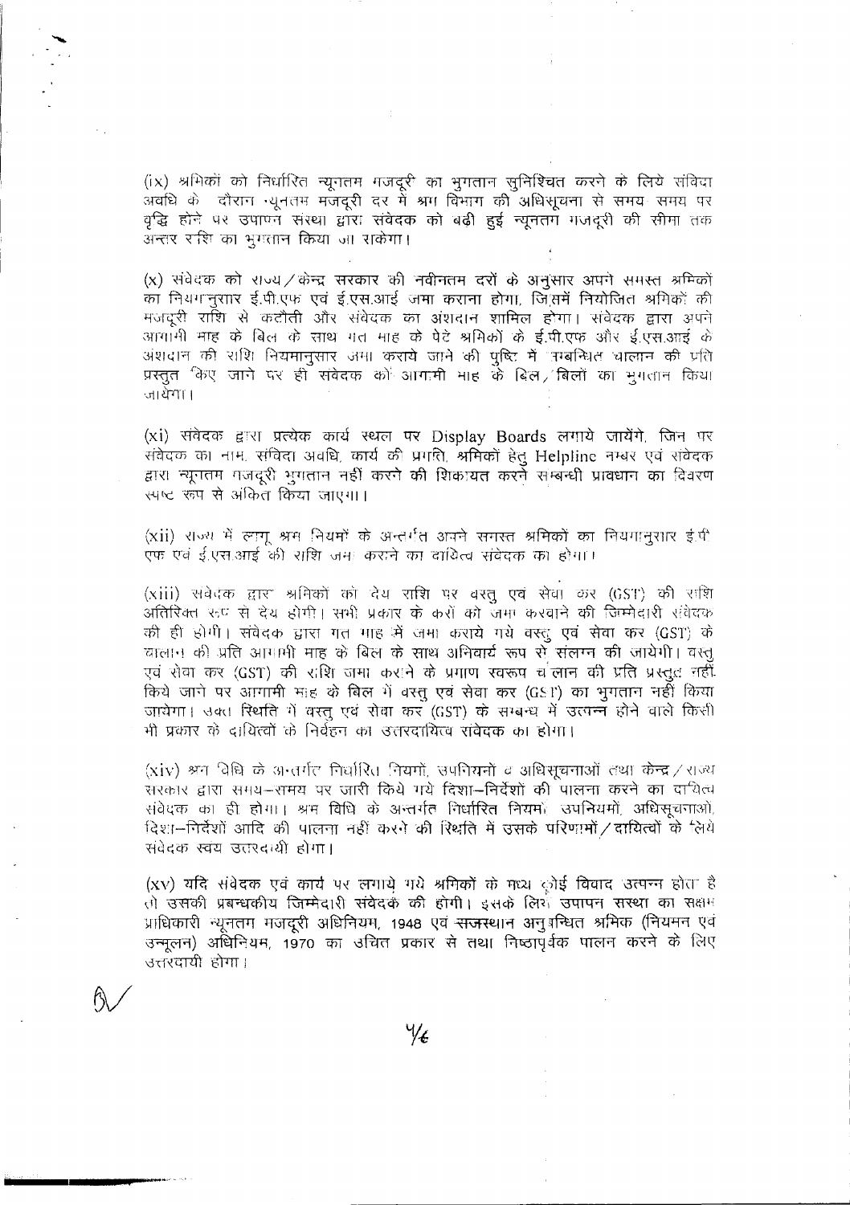(ix) श्रमिकों को निर्धारित न्यूनतम मजदूरी का भुगतान सुनिश्चित करने के लिये संविदा अवधि के दौरान न्यूनतम मजदूरी दर में श्रम विभाग की अधिसूचना से समय समय पर वृद्धि होने पर उपापन संस्था द्वारा संवेदक को बढ़ी हुई न्यूनतम मजदूरी की सीमा तक अन्तर राशि का भुगतान किया जा सकेगा।

(x) संवेदक को राज्य/केन्द्र सरकार की नवीनतम दरों के अनुसार अपने समस्त श्रमिकों का नियमानुसार ई.पी.एफ एवं ई.एस.आई जमा कराना होगा, जिसमें नियोजित श्रमिकों की मजदूरी राशि से कटौती और संवेदक का अंशदान शामिल होगा। संवेदक द्वारा अपने आगामी माह के बिल के साथ गत माह के पेटे श्रमिकों के ई.पी.एफ और ई.एस.आई के अंशदान की राशि नियमानुसार जमा कराये जाने की पुष्टि में सम्बन्धित चालान की प्रति प्रस्तुत किए जाने पर ही संवेदक को आगामी माह के बिल/बिलों का भुगतान किया जायेगा।

(xi) संवेदक द्वारा प्रत्येक कार्य स्थल पर Display Boards लगाये जायेंगे, जिन पर संवेदक का नाम, संविदा अवधि, कार्य की प्रगति, श्रमिकों हेतु Helpline नम्बर एवं संवेदक द्वारा न्यूनतम मजदूरी भुगतान नहीं करने की शिकायत करने सम्बन्धी प्रावधान का विवरण स्पष्ट रूप से अंकित किया जाएगा।

(xii) राज्य में लागू श्रम नियमों के अन्तर्गत अपने समस्त श्रमिकों का नियमानुसार ई.पी. एफ एवं ई.एस.आई की राशि जमा कराने का दायित्व संवेदक का होगा।

(xiii) संवेदक द्वारा श्रमिकों को देय राशि पर वस्तु एवं सेवा कर (GST) की राशि अतिरिक्त रूप से देय होगी। सभी प्रकार के करों को जमा करवाने की जिम्मेदारी संवेदक की ही होगी। संवेदक द्वारा गत माह में जमा कराये गये वस्तु एवं सेवा कर (GST) के चालान की प्रति आगामी माह के बिल के साथ अनिवार्य रूप से संलग्न की जायेगी। वस्तु एवं सेवा कर (GST) की राशि जमा कराने के प्रमाण स्वरूप चालान की प्रति प्रस्तुत नहीं किये जाने पर आगामी माह के बिल में वस्तु एवं सेवा कर (GST) का भुगतान नहीं किया जायेगा। उक्त स्थिति में वस्तु एवं सेवा कर (GST) के सम्बन्ध में उत्पन्न होने वाले किसी भी प्रकार के दायित्वों के निर्वहन का उत्तरदायित्व संवेदक का होगा।

(xiv) श्रम विधि के अन्तर्गत निर्धारित नियमों, उपनियमों व अधिसूचनाओं तथा केन्द्र/राज्य सरकार द्वारा समय-समय पर जारी किये गये दिशा-निर्देशों की पालना करने का दायित्व संवेदक का ही होगा। श्रम विधि के अन्तर्गत निर्धारित नियमों, उपनियमों, अधिसूचनाओं, दिशा-निर्देशों आदि की पालना नहीं करने की स्थिति में उसके परिणामों/दायित्वों के लिये संवेदक स्वयं उत्तरदायी होगा।

(xv) यदि संवेदक एवं कार्य पर लगाये गये श्रमिकों के मध्य कोई विवाद उत्पन्न होता है तो उसकी प्रबन्धकीय जिम्मेदारी संवेदक की होगी। इसके लिए उपापन संस्था का सक्षम प्राधिकारी न्यूनतम मजदूरी अधिनियम, 1948 एवं राजस्थान अनुबन्धित श्रमिक (नियमन एवं उन्मूलन) अधिनियम, 1970 का उचित प्रकार से तथा निष्ठापूर्वक पालन करने के लिए उत्तरदायी होगा।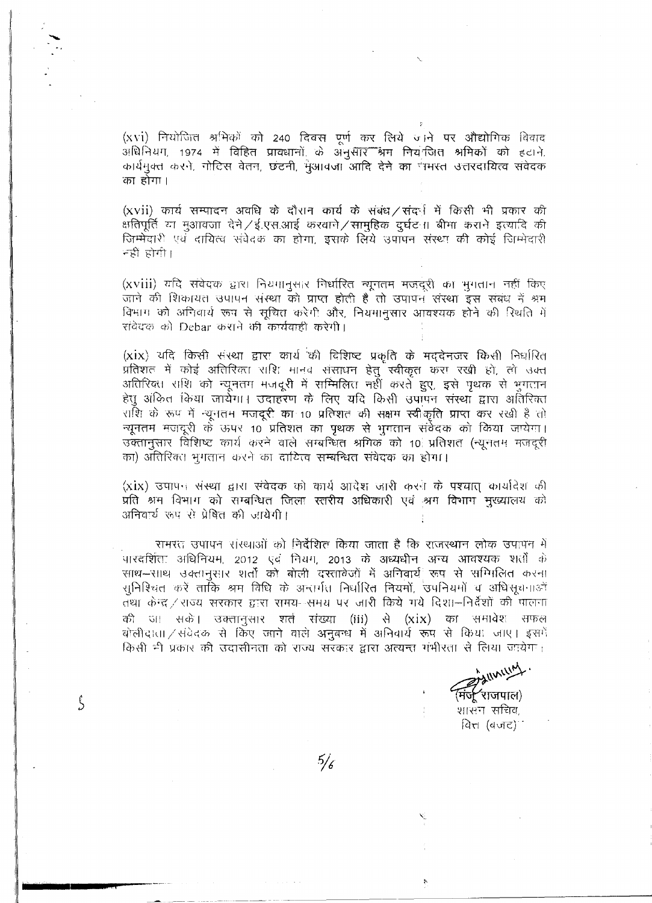(xvi) नियोजित श्रमिकों को 240 दिवस पूर्ण कर लिये जाने पर औद्योगिक विवाद अधिनियम, 1974 में विहित प्रावधानों के अनुसार श्रम नियोजित श्रमिकों को हटाने, कार्यमुक्त करने, नोटिस वेतन, छटनी, मुआवजा आदि देने का समस्त उत्तरदायित्व संवेदक का होगा।

(xvii) कार्य सम्पादन अवधि के दौरान कार्य के संबंध/संदर्भ में किसी भी प्रकार की क्षतिपूर्ति या मुआवजा देने/ई.एस.आई करवाने/सामुहिक दुर्घटना बीमा कराने इत्यादि की जिम्मेदारी एवं दायित्व संवेदक का होगा, इसके लिये उपापन संस्था की कोई जिम्मेदारी नहीं होगी।

(xviii) यदि संवेदक द्वारा नियमानुसार निर्धारित न्यूनतम मजदूरी का भुगतान नहीं किए जाने की शिकायत उपापन संस्था को प्राप्त होती है तो उपापन संस्था इस संबंध में श्रम विभाग को अनिवार्य रूप से सूचित करेगी और, नियमानुसार आवश्यक होने की स्थिति में संवेदक को Debar कराने की कार्यवाही करेगी।

(xix) यदि किसी संस्था द्वारा कार्य की विशिष्ट प्रकृति के मद्देनजर किसी निर्धारित प्रतिशत में कोई अतिरिक्त राशि मानव संसाधन हेतु स्वीकृत करा रखी हो, तो उक्त अतिरिक्त राशि को न्यूनतम मजदूरी में सम्मिलित नहीं करते हुए, इसे पृथक से भुगतान हेतु अंकित किया जायेगा। उदाहरण के लिए यदि किसी उपापन संस्था द्वारा अतिरिक्त राशि के रूप में न्यूनतम मजदूरी का 10 प्रतिशत की सक्षम स्वीकृति प्राप्त कर रखी है तो न्यूनतम मजदूरी के ऊपर 10 प्रतिशत का पृथक से भुगतान संवेदक को किया जायेगा। उक्तानुसार विशिष्ट कार्य करने वाले सम्बन्धित श्रमिक को 10 प्रतिशत (न्यूनतम मजदूरी का) अतिरिक्त भुगतान करने का दायित्व सम्बन्धित संवेदक का होगा।

(xix) उपापन संस्था द्वारा संवेदक को कार्य आदेश जारी करने के पश्चात् कार्यादेश की प्रति श्रम विभाग को सम्बन्धित जिला स्तरीय अधिकारी एवं श्रम विभाग मुख्यालय को अनिवार्य रूप से प्रेषित की जायेगी।

समस्त उपापन संस्थाओं को निर्देशित किया जाता है कि राजस्थान लोक उपापन में पारदर्शिता अधिनियम, 2012 एवं नियम, 2013 के अध्यधीन अन्य आवश्यक शर्तों के साथ-साथ उक्तानुसार शर्तों को बोली दस्तावेजों में अनिवार्य रूप से सम्मिलित करना सुनिश्चित करें ताकि श्रम विधि के अन्तर्गत निर्धारित नियमों, उपनियमों व अधिसूचनाओं तथा केन्द्र/राज्य सरकार द्वारा समय-समय पर जारी किये गये दिशा-निर्देशों की पालना की जा सके। उक्तानुसार शर्त संख्या (iii) से (xix) का समावेश सफल बोलीदाता/संवेदक से किए जाने वाले अनुबन्ध में अनिवार्य रूप से किया जाए। इसमें किसी भी प्रकार की उदासीनता को राज्य सरकार द्वारा अत्यन्त गंभीरता से लिया जायेगा।

(मंजू राजपाल)
शासन सचिव,
वित्त (बजट)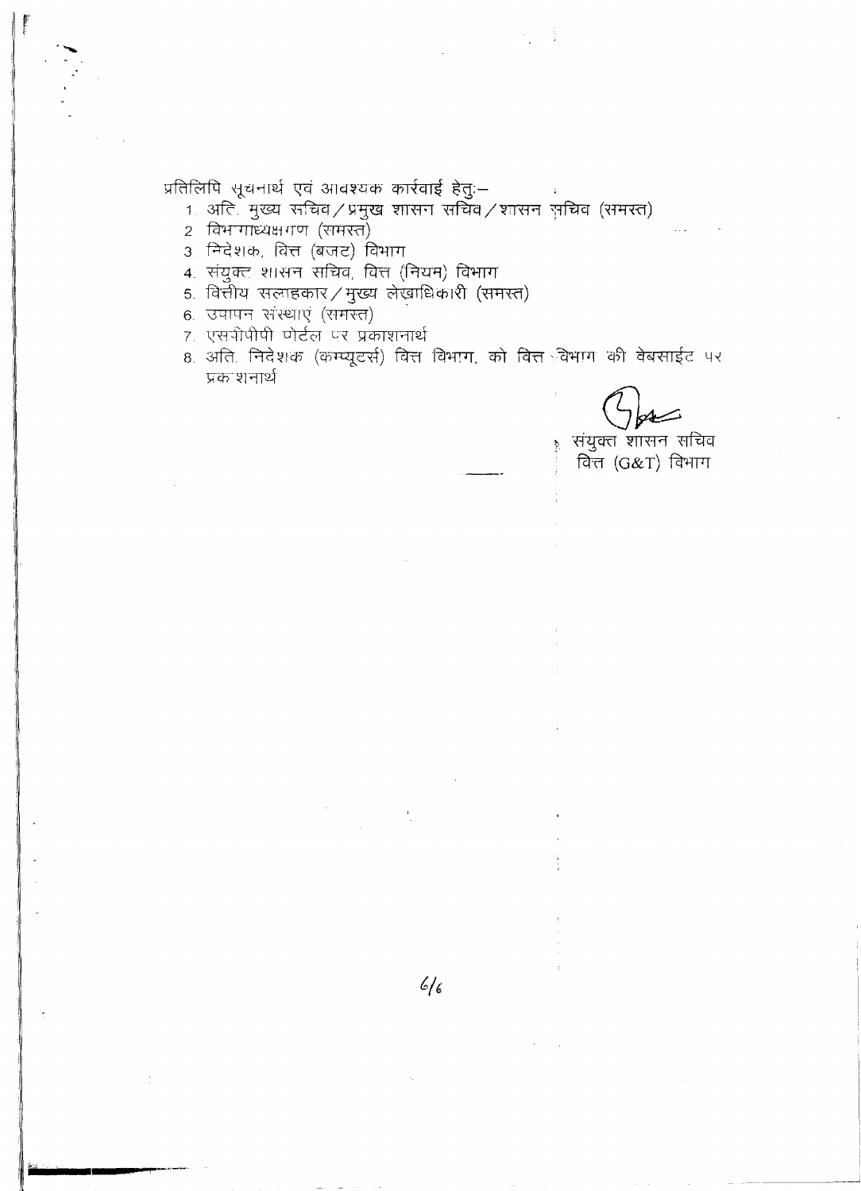प्रतिलिपि सूचनार्थ एवं आवश्यक कार्रवाई हेतुः—

1. अति. मुख्य सचिव / प्रमुख शासन सचिव / शासन सचिव (समस्त)
2. विभागाध्यक्षगण (समस्त)
3. निदेशक, वित्त (बजट) विभाग
4. संयुक्त शासन सचिव, वित्त (नियम) विभाग
5. वित्तीय सलाहकार / मुख्य लेखाधिकारी (समस्त)
6. उपापन संस्थाएं (समस्त)
7. एसपीपीपी पोर्टल पर प्रकाशनार्थ
8. अति. निदेशक (कम्प्यूटर्स) वित्त विभाग, को वित्त विभाग की वेबसाईट पर प्रकाशनार्थ

संयुक्त शासन सचिव
वित्त (G&T) विभाग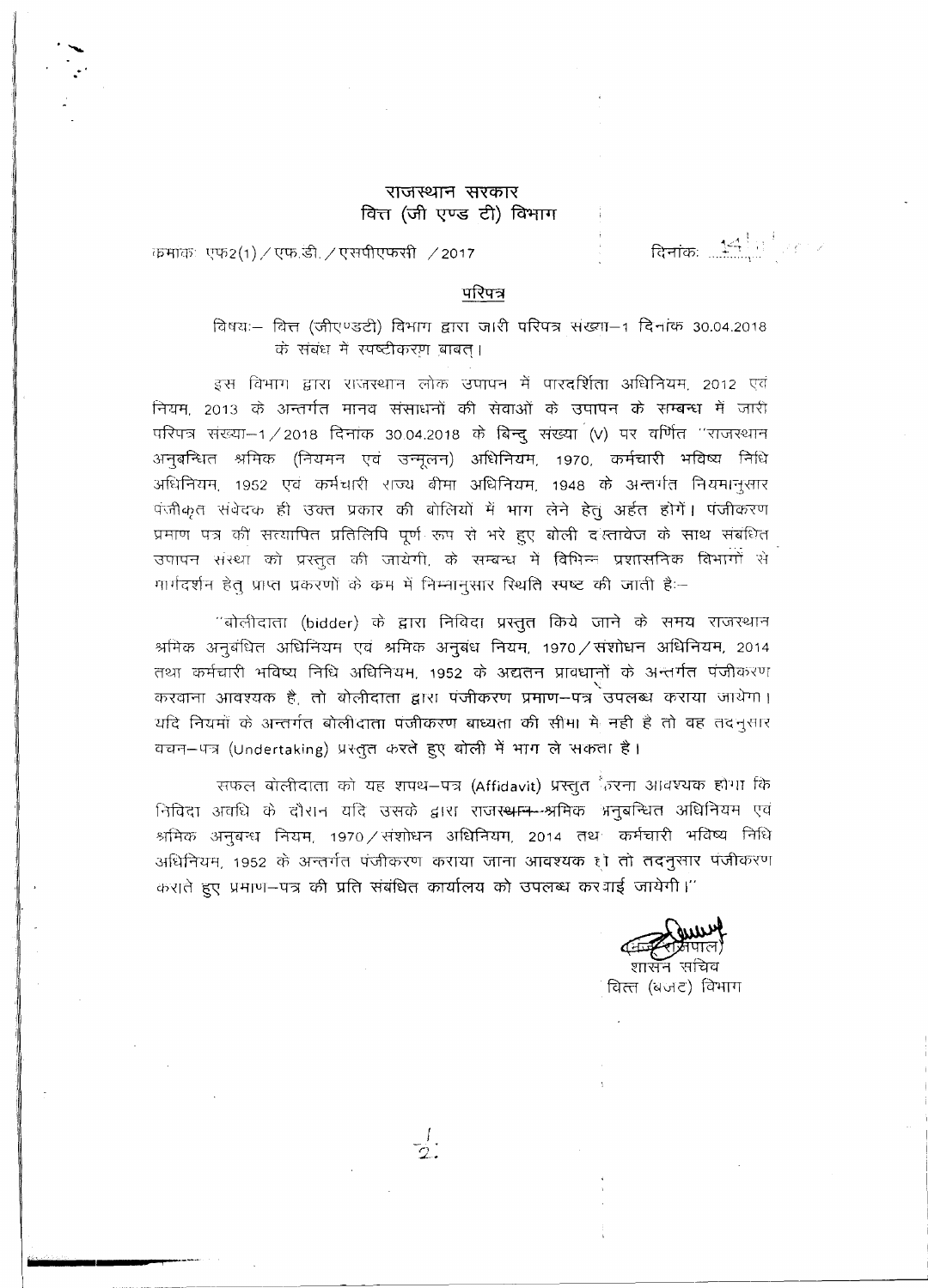## राजस्थान सरकार
## वित्त (जी एण्ड टी) विभाग

क्रमांक: एफ2(1)/एफ.डी./एसपीएफसी /2017 दिनांक: 14

### परिपत्र

विषयः— वित्त (जीएण्डटी) विभाग द्वारा जारी परिपत्र संख्या–1 दिनांक 30.04.2018 के संबंध मे स्पष्टीकरण बाबत्।

इस विभाग द्वारा राजस्थान लोक उपापन में पारदर्शिता अधिनियम, 2012 एवं नियम, 2013 के अन्तर्गत मानव संसाधनों की सेवाओं के उपापन के सम्बन्ध में जारी परिपत्र संख्या–1/2018 दिनांक 30.04.2018 के बिन्दु संख्या (V) पर वर्णित "राजस्थान अनुबन्धित श्रमिक (नियमन एवं उन्मूलन) अधिनियम, 1970, कर्मचारी भविष्य निधि अधिनियम, 1952 एवं कर्मचारी राज्य बीमा अधिनियम, 1948 के अन्तर्गत नियमानुसार पंजीकृत संवेदक ही उक्त प्रकार की बोलियों में भाग लेने हेतु अर्हत होगें। पंजीकरण प्रमाण पत्र की सत्यापित प्रतिलिपि पूर्ण रूप से भरे हुए बोली दस्तावेज के साथ संबंधित उपापन संस्था को प्रस्तुत की जायेगी, के सम्बन्ध मे विभिन्न प्रशासनिक विभागों से मार्गदर्शन हेतु प्राप्त प्रकरणों के क्रम मे निम्नानुसार स्थिति स्पष्ट की जाती है:—

"बोलीदाता (bidder) के द्वारा निविदा प्रस्तुत किये जाने के समय राजस्थान श्रमिक अनुबंधित अधिनियम एवं श्रमिक अनुबंध नियम, 1970/संशोधन अधिनियम, 2014 तथा कर्मचारी भविष्य निधि अधिनियम, 1952 के अद्यतन प्रावधानों के अन्तर्गत पंजीकरण करवाना आवश्यक है, तो बोलीदाता द्वारा पंजीकरण प्रमाण–पत्र उपलब्ध कराया जायेगा। यदि नियमों के अन्तर्गत बोलीदाता पंजीकरण बाध्यता की सीमा मे नही है तो वह तदनुसार वचन–पत्र (Undertaking) प्रस्तुत करते हुए बोली में भाग ले सकता है।

सफल बोलीदाता को यह शपथ–पत्र (Affidavit) प्रस्तुत करना आवश्यक होगा कि निविदा अवधि के दौरान यदि उसके द्वारा राजस्थान श्रमिक अनुबन्धित अधिनियम एवं श्रमिक अनुबन्ध नियम, 1970/संशोधन अधिनियम, 2014 तथा कर्मचारी भविष्य निधि अधिनियम, 1952 के अन्तर्गत पंजीकरण कराया जाना आवश्यक हो तो तदनुसार पंजीकरण कराते हुए प्रमाण–पत्र की प्रति संबंधित कार्यालय को उपलब्ध करवाई जायेगी।"

(मंजू राजपाल)
शासन सचिव
वित्त (बजट) विभाग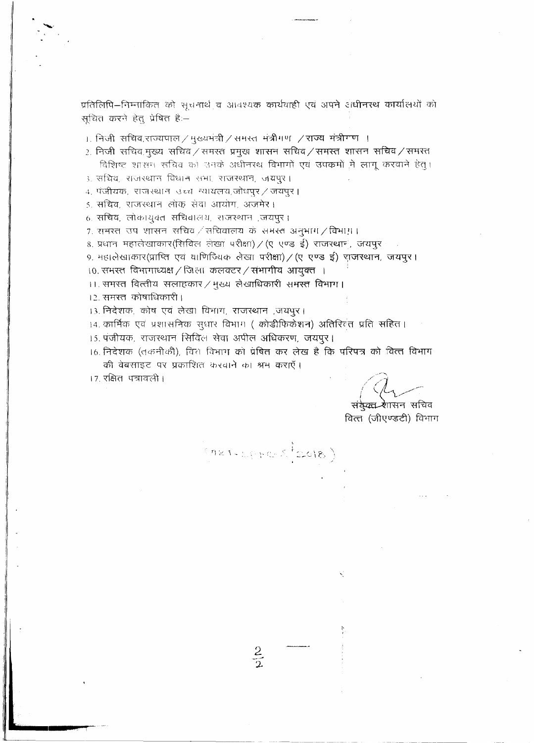प्रतिलिपि–निम्नांकित को सूचनार्थ व आवश्यक कार्यवाही एवं अपने अधीनस्थ कार्यालयों को सूचित करने हेतु प्रेषित है:–

1. निजी सचिव,राज्यपाल / मुख्यमंत्री / समस्त मंत्रीगण / राज्य मंत्रीगण ।
2. निजी सचिव,मुख्य सचिव / समस्त प्रमुख शासन सचिव / समस्त शासन सचिव / समस्त विशिष्ट शासन सचिव को उनके अधीनस्थ विभागों एवं उपक्रमों मे लागू करवाने हेतु।
3. सचिव, राजस्थान विधान सभा, राजस्थान, जयपुर।
4. पंजीयक, राजस्थान उच्च न्यायलय,जोधपुर / जयपुर।
5. सचिव, राजस्थान लोक सेवा आयोग, अजमेर।
6. सचिव, लोकायुक्त सचिवालय, राजस्थान ,जयपुर।
7. समस्त उप शासन सचिव / सचिवालय के समस्त अनुभाग / विभाग।
8. प्रधान महालेखाकार(सिविल लेखा परीक्षा) / (ए एण्ड ई) राजस्थान, जयपुर
9. महालेखाकार(प्राप्ति एवं वाणिज्यिक लेखा परीक्षा) / (ए एण्ड ई) राजस्थान, जयपुर।
10. समस्त विभागाध्यक्ष / जिला कलक्टर / संभागीय आयुक्त ।
11. समस्त वित्तीय सलाहकार / मुख्य लेखाधिकारी समस्त विभाग।
12. समस्त कोषाधिकारी।
13. निदेशक, कोष एवं लेखा विभाग, राजस्थान ,जयपुर।
14. कार्मिक एवं प्रशासनिक सुधार विभाग ( कोडीफिकेशन) अतिरिक्त प्रति सहित।
15. पंजीयक, राजस्थान सिविल सेवा अपील अधिकरण, जयपुर।
16. निदेशक (तकनीकी), वित्त विभाग को प्रेषित कर लेख है कि परिपत्र को वित्त विभाग की वेबसाइट पर प्रकाशित करवाने का श्रम कराएँ।
17. रक्षित पत्रावली।

संयुक्त शासन सचिव
वित्त (जीएण्डटी) विभाग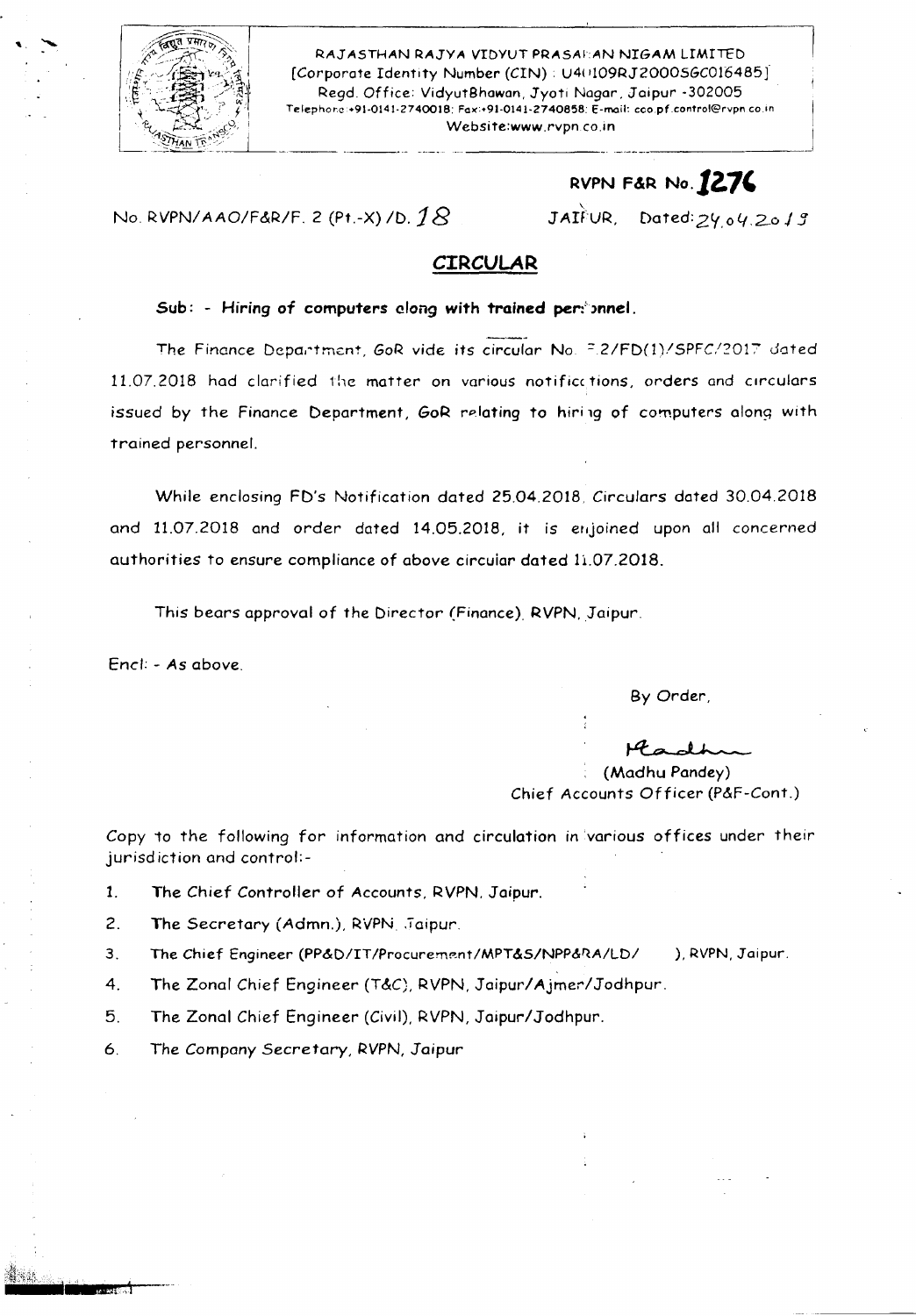RAJASTHAN RAJYA VIDYUT PRASARAN NIGAM LIMITED
[Corporate Identity Number (CIN) : U40109RJ2000SGC016485]
Regd. Office: VidyutBhawan, Jyoti Nagar, Jaipur -302005
Telephone:+91-0141-2740018; Fax:+91-0141-2740858; E-mail: cco.pf.control@rvpn.co.in
Website:www.rvpn.co.in

**RVPN F&R No. 1276**

No. RVPN/AAO/F&R/F. 2 (Pt.-X) /D. 18 JAIPUR, Dated: 24.04.2019

## CIRCULAR

**Sub: - Hiring of computers along with trained personnel.**

The Finance Department, GoR vide its circular No. F.2/FD(1)/SPFC/2017 dated 11.07.2018 had clarified the matter on various notifications, orders and circulars issued by the Finance Department, GoR relating to hiring of computers along with trained personnel.

While enclosing FD's Notification dated 25.04.2018, Circulars dated 30.04.2018 and 11.07.2018 and order dated 14.05.2018, it is enjoined upon all concerned authorities to ensure compliance of above circular dated 11.07.2018.

This bears approval of the Director (Finance), RVPN, Jaipur.

Encl: - As above.

By Order,

(Madhu Pandey)
Chief Accounts Officer (P&F-Cont.)

Copy to the following for information and circulation in various offices under their jurisdiction and control:-

1. The Chief Controller of Accounts, RVPN, Jaipur.
2. The Secretary (Admn.), RVPN, Jaipur.
3. The Chief Engineer (PP&D/IT/Procurement/MPT&S/NPP&RA/LD/ ), RVPN, Jaipur.
4. The Zonal Chief Engineer (T&C), RVPN, Jaipur/Ajmer/Jodhpur.
5. The Zonal Chief Engineer (Civil), RVPN, Jaipur/Jodhpur.
6. The Company Secretary, RVPN, Jaipur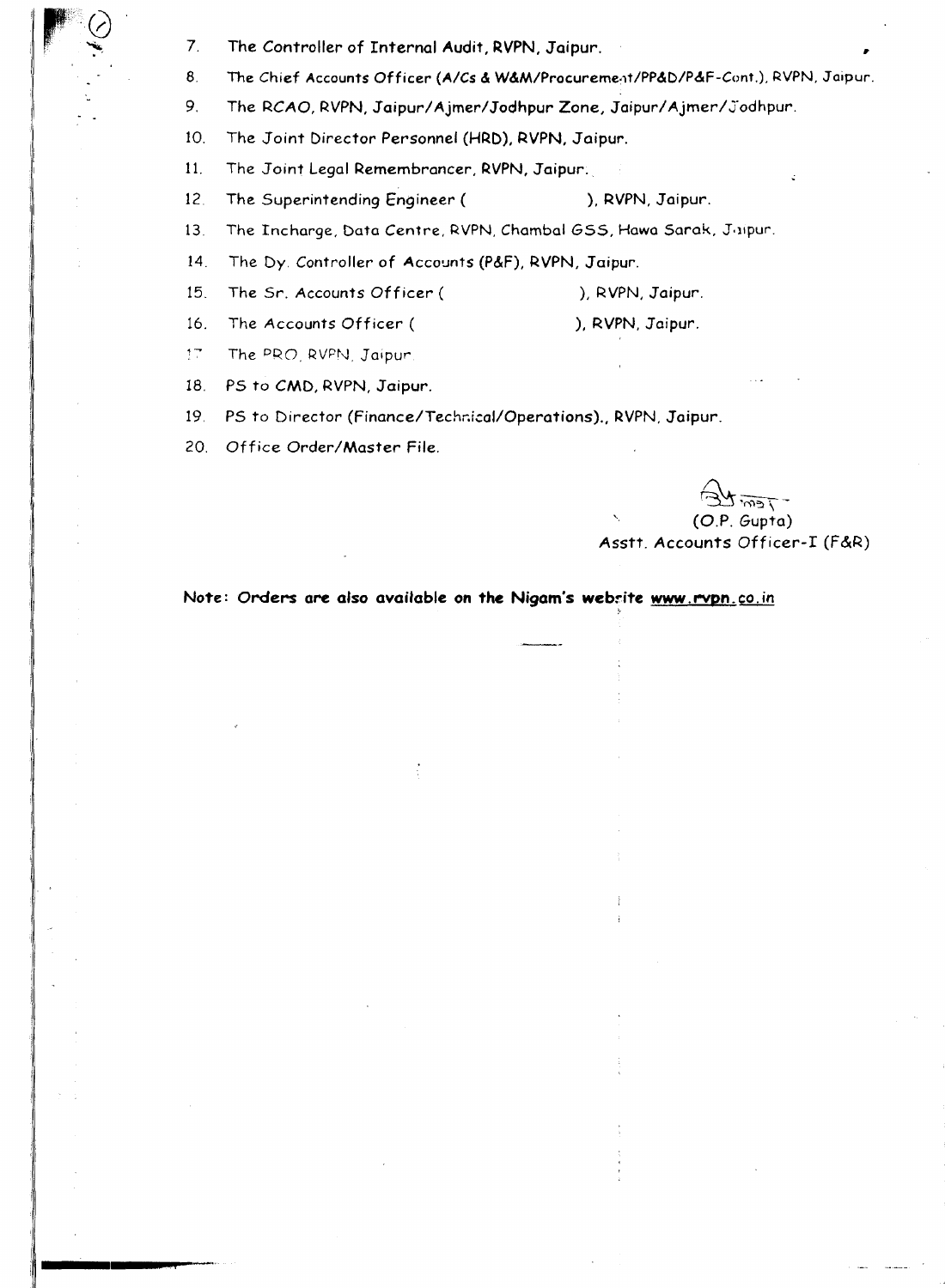7. The Controller of Internal Audit, RVPN, Jaipur.
8. The Chief Accounts Officer (A/Cs & W&M/Procurement/PP&D/P&F-Cont.), RVPN, Jaipur.
9. The RCAO, RVPN, Jaipur/Ajmer/Jodhpur Zone, Jaipur/Ajmer/Jodhpur.
10. The Joint Director Personnel (HRD), RVPN, Jaipur.
11. The Joint Legal Remembrancer, RVPN, Jaipur.
12. The Superintending Engineer (                    ), RVPN, Jaipur.
13. The Incharge, Data Centre, RVPN, Chambal GSS, Hawa Sarak, Jaipur.
14. The Dy. Controller of Accounts (P&F), RVPN, Jaipur.
15. The Sr. Accounts Officer (                    ), RVPN, Jaipur.
16. The Accounts Officer (                    ), RVPN, Jaipur.
17. The PRO, RVPN, Jaipur.
18. PS to CMD, RVPN, Jaipur.
19. PS to Director (Finance/Technical/Operations)., RVPN, Jaipur.
20. Office Order/Master File.

(O.P. Gupta)
Asstt. Accounts Officer-I (F&R)

**Note: Orders are also available on the Nigam's website www.rvpn.co.in**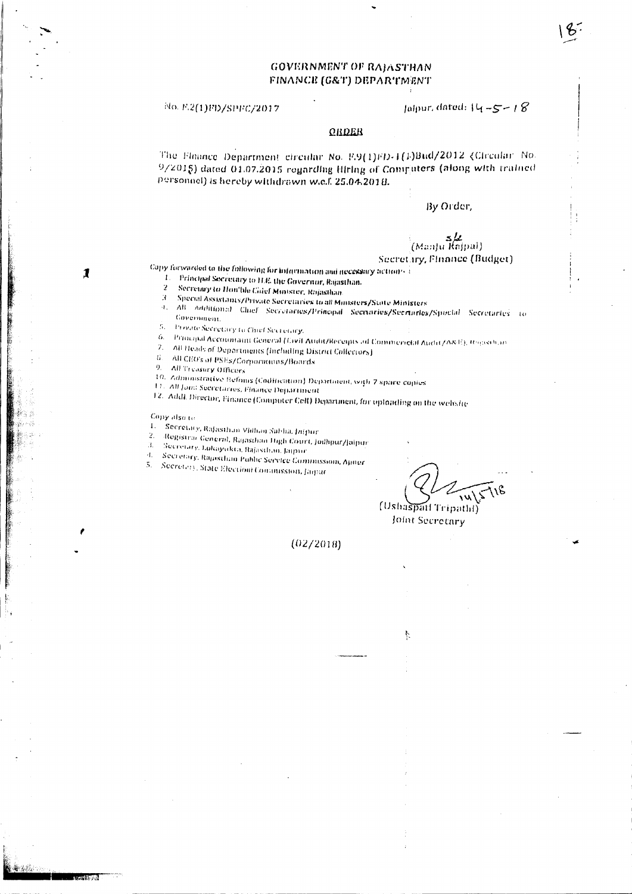**GOVERNMENT OF RAJASTHAN**
**FINANCE (G&T) DEPARTMENT**

No. F.2(1)FD/SPFC/2017 Jaipur, dated: 14-5-18

**ORDER**

The Finance Department circular No. F.9(1)FD-1(1)Bud/2012 (Circular No. 9/2015) dated 01.07.2015 regarding Hiring of Computers (along with trained personnel) is hereby withdrawn w.e.f. 25.04.2018.

By Order,

sd/
(Manju Rajpal)
Secretary, Finance (Budget)

Copy forwarded to the following for information and necessary action:-

1. Principal Secretary to H.E. the Governor, Rajasthan.
2. Secretary to Hon'ble Chief Minister, Rajasthan.
3. Special Assistants/Private Secretaries to all Ministers/State Ministers
4. All Additional Chief Secretaries/Principal Secretaries/Secretaries/Special Secretaries to Government.
5. Private Secretary to Chief Secretary.
6. Principal Accountant General (Civil Audit/Receipts and Commercial Audit/A&E), Rajasthan
7. All Heads of Departments (Including District Collectors)
8. All CEO's of PSEs/Corporations/Boards
9. All Treasury Officers
10. Administrative Reforms (Codification) Department, with 7 spare copies
11. All Joint Secretaries, Finance Department
12. Addl. Director, Finance (Computer Cell) Department, for uploading on the website

Copy also to:

1. Secretary, Rajasthan Vidhan Sabha, Jaipur
2. Registrar General, Rajasthan High Court, Jodhpur/Jaipur
3. Secretary, Lokayukta, Rajasthan, Jaipur
4. Secretary, Rajasthan Public Service Commission, Ajmer
5. Secretary, State Election Commission, Jaipur

14/5/18
(Ushaspati Tripathi)
Joint Secretary

(02/2018)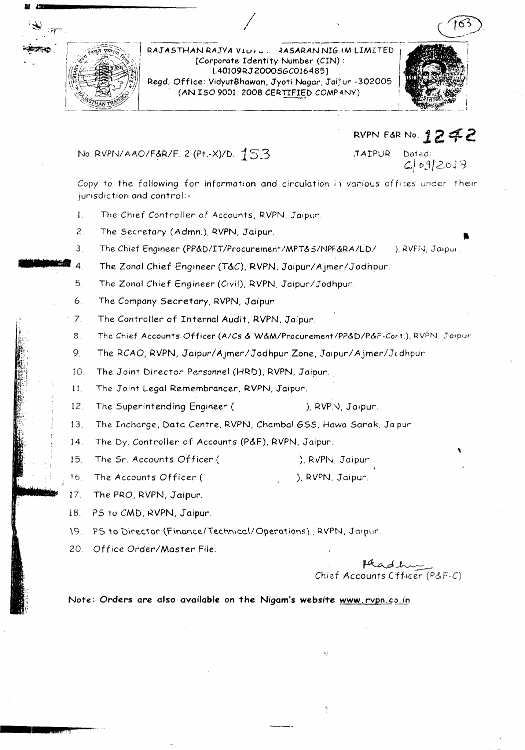RAJASTHAN RAJYA VIDYUT PRASARAN NIGAM LIMITED
[Corporate Identity Number (CIN) : L40109RJ2000SGC016485]
Regd. Office: VidyutBhawan, Jyoti Nagar, Jaipur -302005
(AN ISO 9001: 2008 CERTIFIED COMPANY)

RVPN F&R No. 1242

No. RVPN/AAO/F&R/F. 2 (Pt.-X)/D. 153

JAIPUR, Dated: 6/09/2019

Copy to the following for information and circulation in various offices under their jurisdiction and control:-

1. The Chief Controller of Accounts, RVPN, Jaipur.
2. The Secretary (Admn.), RVPN, Jaipur.
3. The Chief Engineer (PP&D/IT/Procurement/MPT&S/NPP&RA/LD/ ), RVPN, Jaipur.
4. The Zonal Chief Engineer (T&C), RVPN, Jaipur/Ajmer/Jodhpur.
5. The Zonal Chief Engineer (Civil), RVPN, Jaipur/Jodhpur.
6. The Company Secretary, RVPN, Jaipur
7. The Controller of Internal Audit, RVPN, Jaipur.
8. The Chief Accounts Officer (A/Cs & W&M/Procurement/PP&D/P&F-Cort.), RVPN, Jaipur
9. The RCAO, RVPN, Jaipur/Ajmer/Jodhpur Zone, Jaipur/Ajmer/Jodhpur
10. The Joint Director Personnel (HRD), RVPN, Jaipur.
11. The Joint Legal Remembrancer, RVPN, Jaipur.
12. The Superintending Engineer ( ), RVPN, Jaipur.
13. The Incharge, Data Centre, RVPN, Chambal GSS, Hawa Sarak, Jaipur
14. The Dy. Controller of Accounts (P&F), RVPN, Jaipur.
15. The Sr. Accounts Officer ( ), RVPN, Jaipur.
16. The Accounts Officer ( ), RVPN, Jaipur.
17. The PRO, RVPN, Jaipur.
18. PS to CMD, RVPN, Jaipur.
19. PS to Director (Finance/Technical/Operations), RVPN, Jaipur.
20. Office Order/Master File.

Chief Accounts Officer (P&F-C)

Note: **Orders are also available on the Nigam's website www.rvpn.co.in**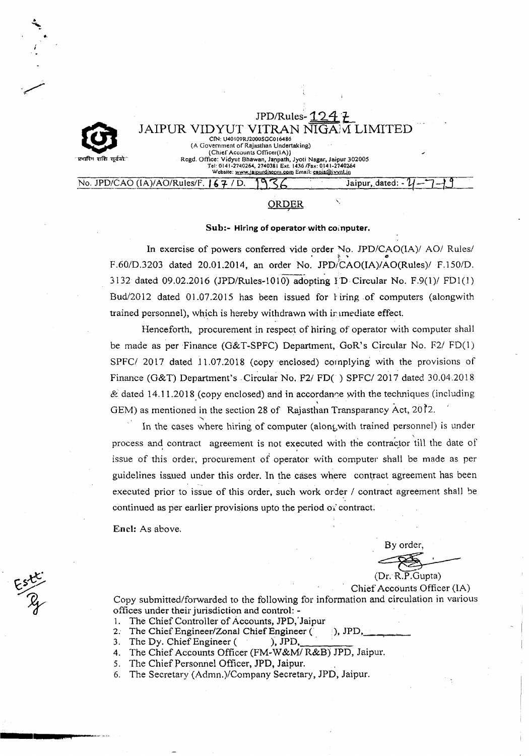JPD/Rules-1247

# JAIPUR VIDYUT VITRAN NIGAM LIMITED

CIN: U40109RJ2000SGC016486
(A Government of Rajasthan Undertaking)
(Chief Accounts Officer(IA))
Regd. Office: Vidyut Bhawan, Janpath, Jyoti Nagar, Jaipur 302005
Tel: 0141-2740264, 2740381 Ext. 1436 /Fax: 0141-2740264
Website: www.jaipurdiscom.com Email: caoia@jvvnl.in

प्रभारित शक्ति सूर्यमो:

No. JPD/CAO (IA)/AO/Rules/F. 167 / D. 1936 Jaipur, dated: - 4-7-19

## ORDER

**Sub:- Hiring of operator with computer.**

In exercise of powers conferred vide order No. JPD/CAO(IA)/ AO/ Rules/ F.60/D.3203 dated 20.01.2014, an order No. JPD/CAO(IA)/AO(Rules)/ F.150/D. 3132 dated 09.02.2016 (JPD/Rules-1010) adopting FD Circular No. F.9(1)/ FD1(1) Bud/2012 dated 01.07.2015 has been issued for hiring of computers (alongwith trained personnel), which is hereby withdrawn with immediate effect.

Henceforth, procurement in respect of hiring of operator with computer shall be made as per Finance (G&T-SPFC) Department, GoR's Circular No. F2/ FD(1) SPFC/ 2017 dated 11.07.2018 (copy enclosed) complying with the provisions of Finance (G&T) Department's Circular No. F2/ FD( ) SPFC/ 2017 dated 30.04.2018 & dated 14.11.2018 (copy enclosed) and in accordance with the techniques (including GEM) as mentioned in the section 28 of Rajasthan Transparancy Act, 2012.

In the cases where hiring of computer (alongwith trained personnel) is under process and contract agreement is not executed with the contractor till the date of issue of this order, procurement of operator with computer shall be made as per guidelines issued under this order. In the cases where contract agreement has been executed prior to issue of this order, such work order / contract agreement shall be continued as per earlier provisions upto the period of contract.

**Encl:** As above.

By order,

(Dr. R.P.Gupta)
Chief Accounts Officer (IA)

Copy submitted/forwarded to the following for information and circulation in various offices under their jurisdiction and control: -

1. The Chief Controller of Accounts, JPD, Jaipur
2. The Chief Engineer/Zonal Chief Engineer ( ), JPD, \_\_\_\_\_\_
3. The Dy. Chief Engineer ( ), JPD, \_\_\_\_\_\_
4. The Chief Accounts Officer (FM-W&M/ R&B) JPD, Jaipur.
5. The Chief Personnel Officer, JPD, Jaipur.
6. The Secretary (Admn.)/Company Secretary, JPD, Jaipur.

Estt.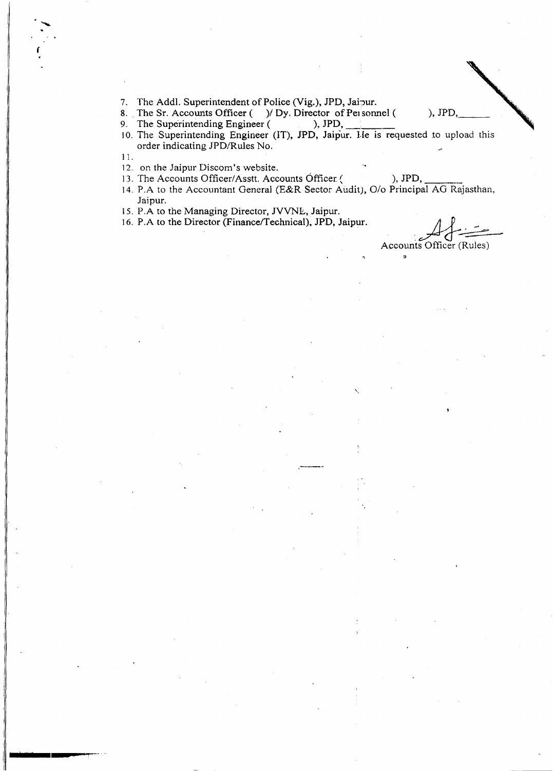7. The Addl. Superintendent of Police (Vig.), JPD, Jaipur.
8. The Sr. Accounts Officer ( )/ Dy. Director of Personnel ( ), JPD,______
9. The Superintending Engineer ( ), JPD, ________
10. The Superintending Engineer (IT), JPD, Jaipur. He is requested to upload this order indicating JPD/Rules No.
11. 
12. on the Jaipur Discom's website.
13. The Accounts Officer/Asstt. Accounts Officer ( ), JPD, _______
14. P.A to the Accountant General (E&R Sector Audit), O/o Principal AG Rajasthan, Jaipur.
15. P.A to the Managing Director, JVVNL, Jaipur.
16. P.A to the Director (Finance/Technical), JPD, Jaipur.

Accounts Officer (Rules)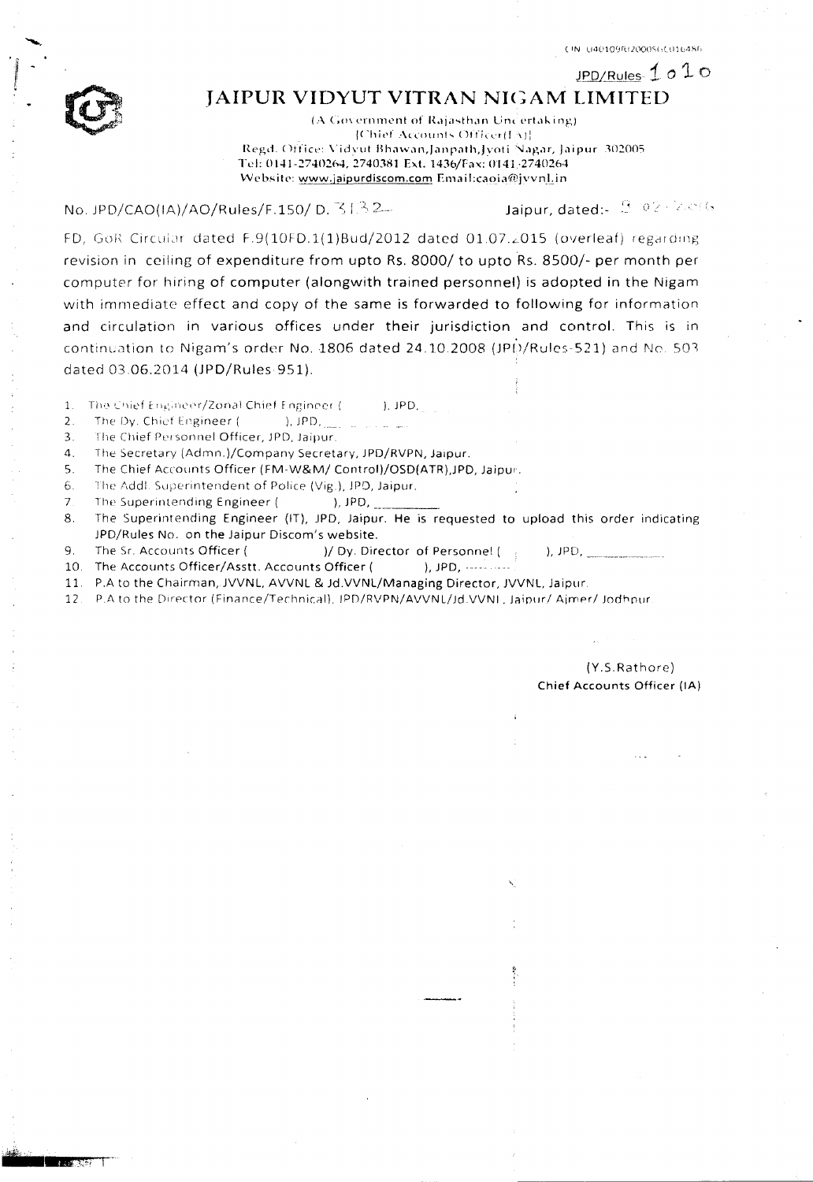CIN U40109RJ2000SGC016486

JPD/Rules-1010

# JAIPUR VIDYUT VITRAN NIGAM LIMITED

(A Government of Rajasthan Undertaking)
[Chief Accounts Officer(IA)]
Regd. Office: Vidyut Bhawan,Janpath,Jyoti Nagar, Jaipur 302005
Tel: 0141-2740264, 2740381 Ext. 1436/Fax: 0141-2740264
Website: www.jaipurdiscom.com Email:caoia@jvvnl.in

No. JPD/CAO(IA)/AO/Rules/F.150/ D. 3132 Jaipur, dated:- 3.02.2016

FD, GoR Circular dated F.9(10FD.1(1)Bud/2012 dated 01.07.2015 (overleaf) regarding revision in ceiling of expenditure from upto Rs. 8000/ to upto Rs. 8500/- per month per computer for hiring of computer (alongwith trained personnel) is adopted in the Nigam with immediate effect and copy of the same is forwarded to following for information and circulation in various offices under their jurisdiction and control. This is in continuation to Nigam's order No. 1806 dated 24.10.2008 (JPD/Rules-521) and No. 503 dated 03.06.2014 (JPD/Rules-951).

1. The Chief Engineer/Zonal Chief Engineer ( ), JPD, \_\_\_
2. The Dy. Chief Engineer ( ), JPD, \_\_\_
3. The Chief Personnel Officer, JPD, Jaipur.
4. The Secretary (Admn.)/Company Secretary, JPD/RVPN, Jaipur.
5. The Chief Accounts Officer (FM-W&M/ Control)/OSD(ATR),JPD, Jaipur.
6. The Addl. Superintendent of Police (Vig.), JPD, Jaipur.
7. The Superintending Engineer ( ), JPD, \_\_\_
8. The Superintending Engineer (IT), JPD, Jaipur. He is requested to upload this order indicating JPD/Rules No. on the Jaipur Discom's website.
9. The Sr. Accounts Officer ( )/ Dy. Director of Personnel ( ), JPD, \_\_\_
10. The Accounts Officer/Asstt. Accounts Officer ( ), JPD, ---------
11. P.A to the Chairman, JVVNL, AVVNL & Jd.VVNL/Managing Director, JVVNL, Jaipur.
12. P.A to the Director (Finance/Technical), JPD/RVPN/AVVNL/Jd.VVNL, Jaipur/ Ajmer/ Jodhpur

(Y.S.Rathore)
**Chief Accounts Officer (IA)**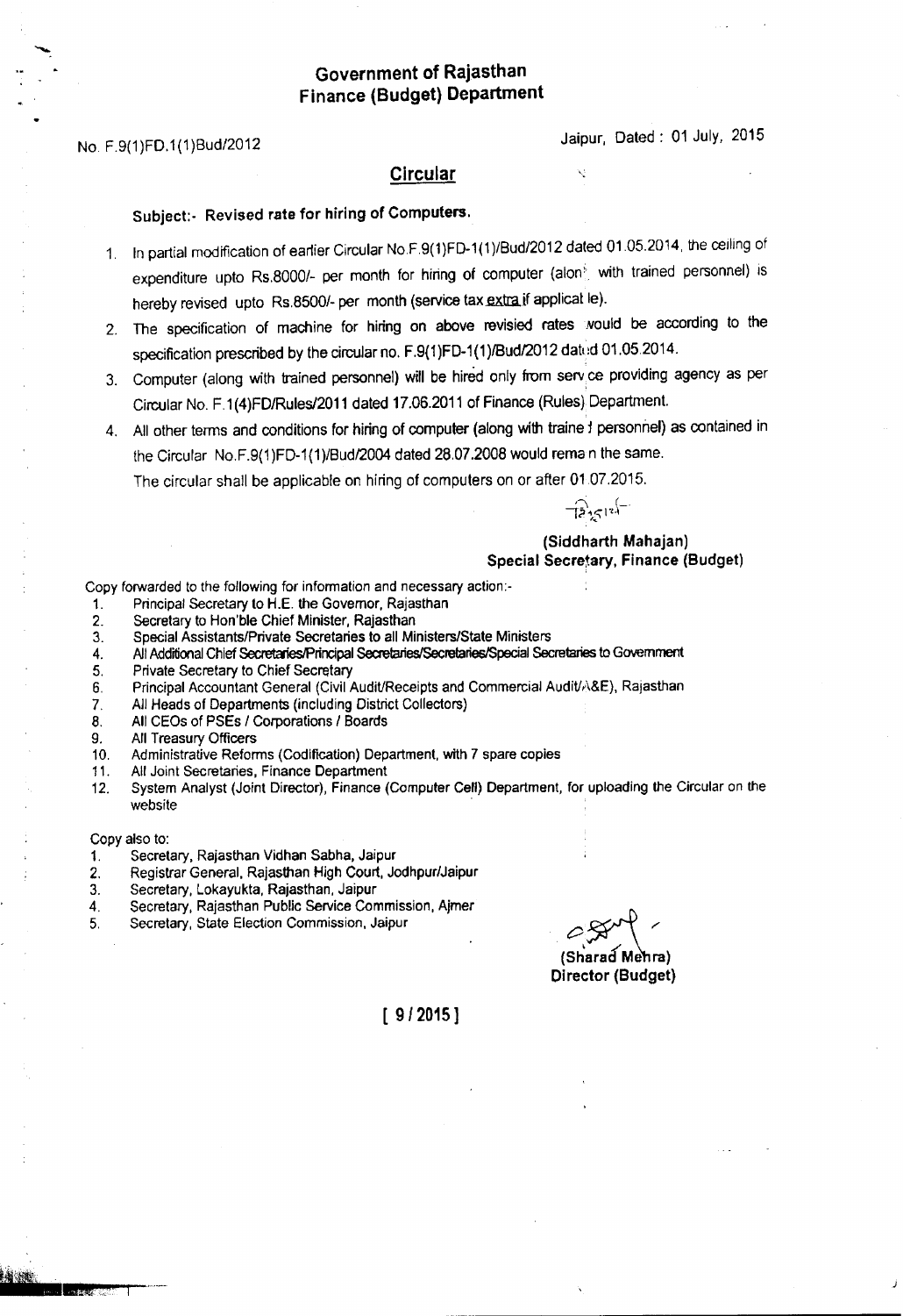# Government of Rajasthan
## Finance (Budget) Department

No. F.9(1)FD.1(1)Bud/2012

Jaipur, Dated : 01 July, 2015

### Circular

**Subject:- Revised rate for hiring of Computers.**

1. In partial modification of earlier Circular No.F.9(1)FD-1(1)/Bud/2012 dated 01.05.2014, the ceiling of expenditure upto Rs.8000/- per month for hiring of computer (along with trained personnel) is hereby revised upto Rs.8500/- per month (service tax extra if applicable).
2. The specification of machine for hiring on above revised rates would be according to the specification prescribed by the circular no. F.9(1)FD-1(1)/Bud/2012 dated 01.05.2014.
3. Computer (along with trained personnel) will be hired only from service providing agency as per Circular No. F.1(4)FD/Rules/2011 dated 17.06.2011 of Finance (Rules) Department.
4. All other terms and conditions for hiring of computer (along with trained personnel) as contained in the Circular No.F.9(1)FD-1(1)/Bud/2004 dated 28.07.2008 would remain the same.

The circular shall be applicable on hiring of computers on or after 01.07.2015.

**(Siddharth Mahajan)**
**Special Secretary, Finance (Budget)**

Copy forwarded to the following for information and necessary action:-

1. Principal Secretary to H.E. the Governor, Rajasthan
2. Secretary to Hon'ble Chief Minister, Rajasthan
3. Special Assistants/Private Secretaries to all Ministers/State Ministers
4. All Additional Chief Secretaries/Principal Secretaries/Secretaries/Special Secretaries to Government
5. Private Secretary to Chief Secretary
6. Principal Accountant General (Civil Audit/Receipts and Commercial Audit/A&E), Rajasthan
7. All Heads of Departments (including District Collectors)
8. All CEOs of PSEs / Corporations / Boards
9. All Treasury Officers
10. Administrative Reforms (Codification) Department, with 7 spare copies
11. All Joint Secretaries, Finance Department
12. System Analyst (Joint Director), Finance (Computer Cell) Department, for uploading the Circular on the website

Copy also to:

1. Secretary, Rajasthan Vidhan Sabha, Jaipur
2. Registrar General, Rajasthan High Court, Jodhpur/Jaipur
3. Secretary, Lokayukta, Rajasthan, Jaipur
4. Secretary, Rajasthan Public Service Commission, Ajmer
5. Secretary, State Election Commission, Jaipur

**(Sharad Mehra)**
**Director (Budget)**

**[ 9 / 2015 ]**